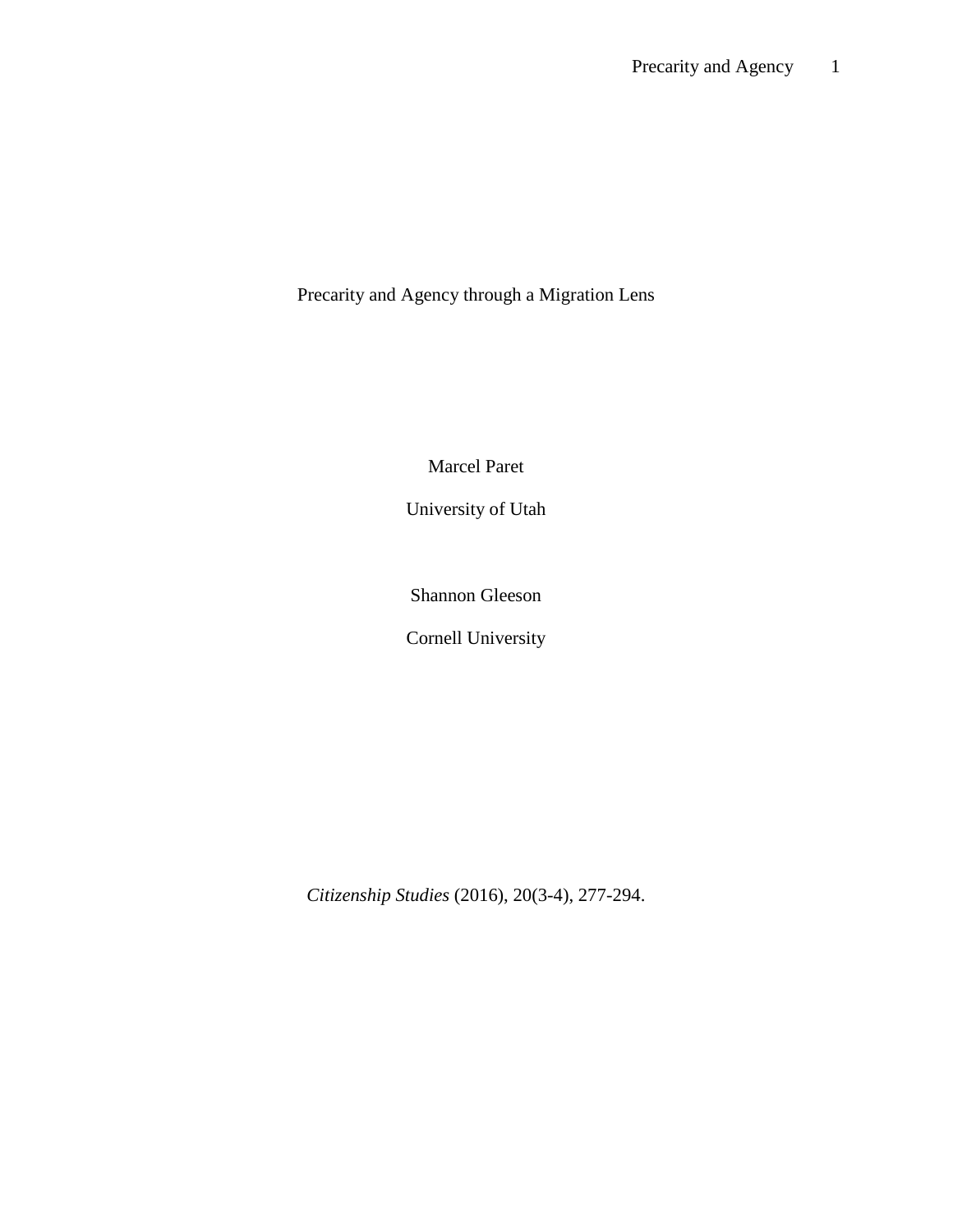# Precarity and Agency through a Migration Lens

Marcel Paret

University of Utah

Shannon Gleeson

Cornell University

*Citizenship Studies* (2016), 20(3-4), 277-294.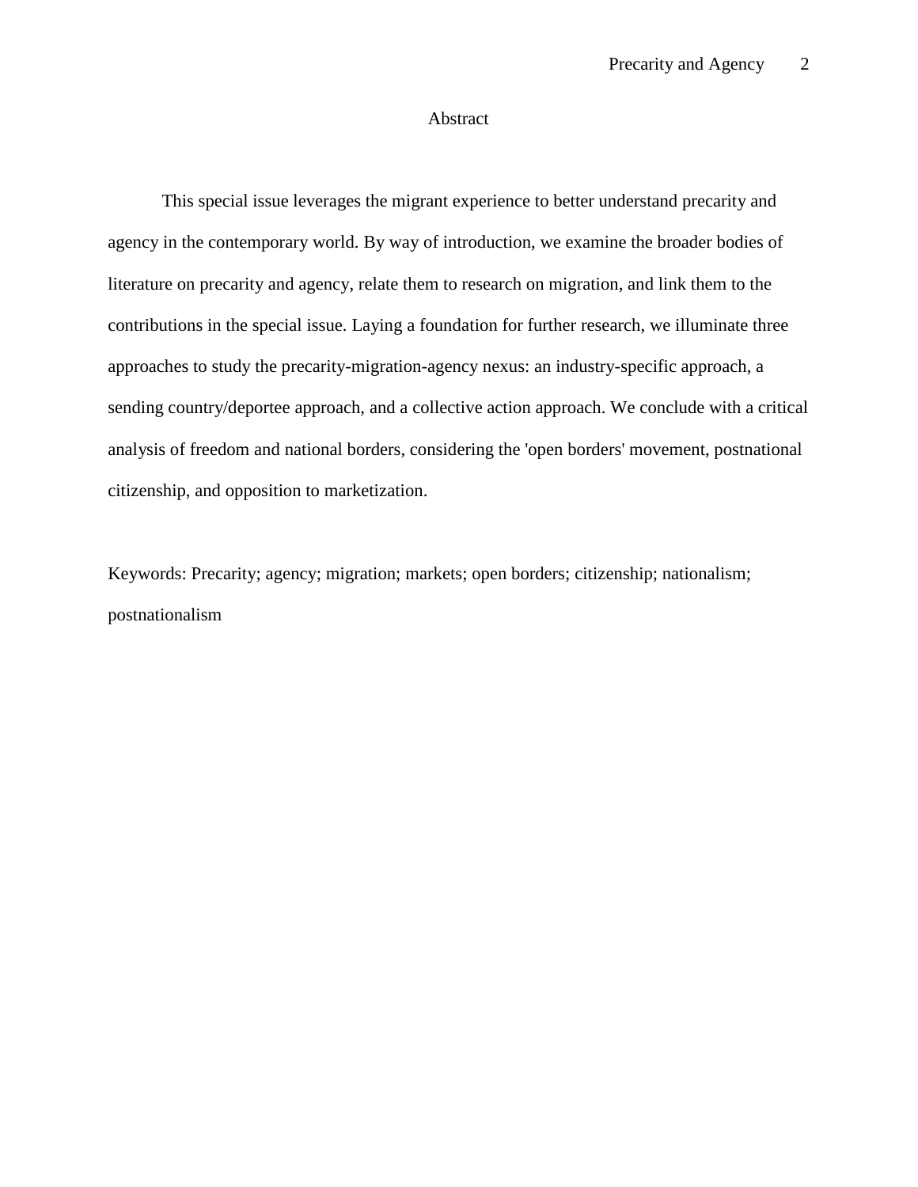# Abstract

This special issue leverages the migrant experience to better understand precarity and agency in the contemporary world. By way of introduction, we examine the broader bodies of literature on precarity and agency, relate them to research on migration, and link them to the contributions in the special issue. Laying a foundation for further research, we illuminate three approaches to study the precarity-migration-agency nexus: an industry-specific approach, a sending country/deportee approach, and a collective action approach. We conclude with a critical analysis of freedom and national borders, considering the 'open borders' movement, postnational citizenship, and opposition to marketization.

Keywords: Precarity; agency; migration; markets; open borders; citizenship; nationalism; postnationalism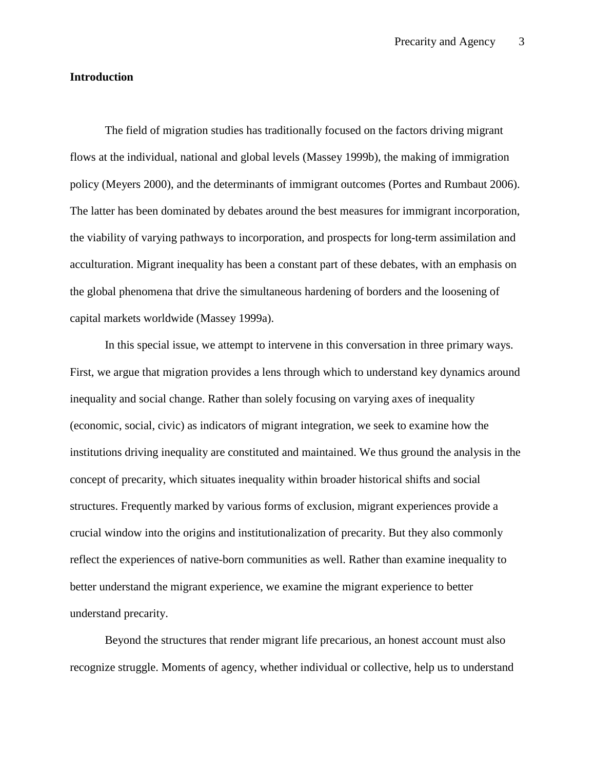## Introduction

The field of migration studies has traditionally focused on the factors driving migrant flows at the individual, national and global levels (Massey 1999b), the making of immigration policy (Meyers 2000), and the determinants of immigrant outcomes (Portes and Rumbaut 2006). The latter has been dominated by debates around the best measures for immigrant incorporation, the viability of varying pathways to incorporation, and prospects for long-term assimilation and acculturation. Migrant inequality has been a constant part of these debates, with an emphasis on the global phenomena that drive the simultaneous hardening of borders and the loosening of capital markets worldwide (Massey 1999a).

In this special issue, we attempt to intervene in this conversation in three primary ways. First, we argue that migration provides a lens through which to understand key dynamics around inequality and social change. Rather than solely focusing on varying axes of inequality (economic, social, civic) as indicators of migrant integration, we seek to examine how the institutions driving inequality are constituted and maintained. We thus ground the analysis in the concept of precarity, which situates inequality within broader historical shifts and social structures. Frequently marked by various forms of exclusion, migrant experiences provide a crucial window into the origins and institutionalization of precarity. But they also commonly reflect the experiences of native-born communities as well. Rather than examine inequality to better understand the migrant experience, we examine the migrant experience to better understand precarity.

Beyond the structures that render migrant life precarious, an honest account must also recognize struggle. Moments of agency, whether individual or collective, help us to understand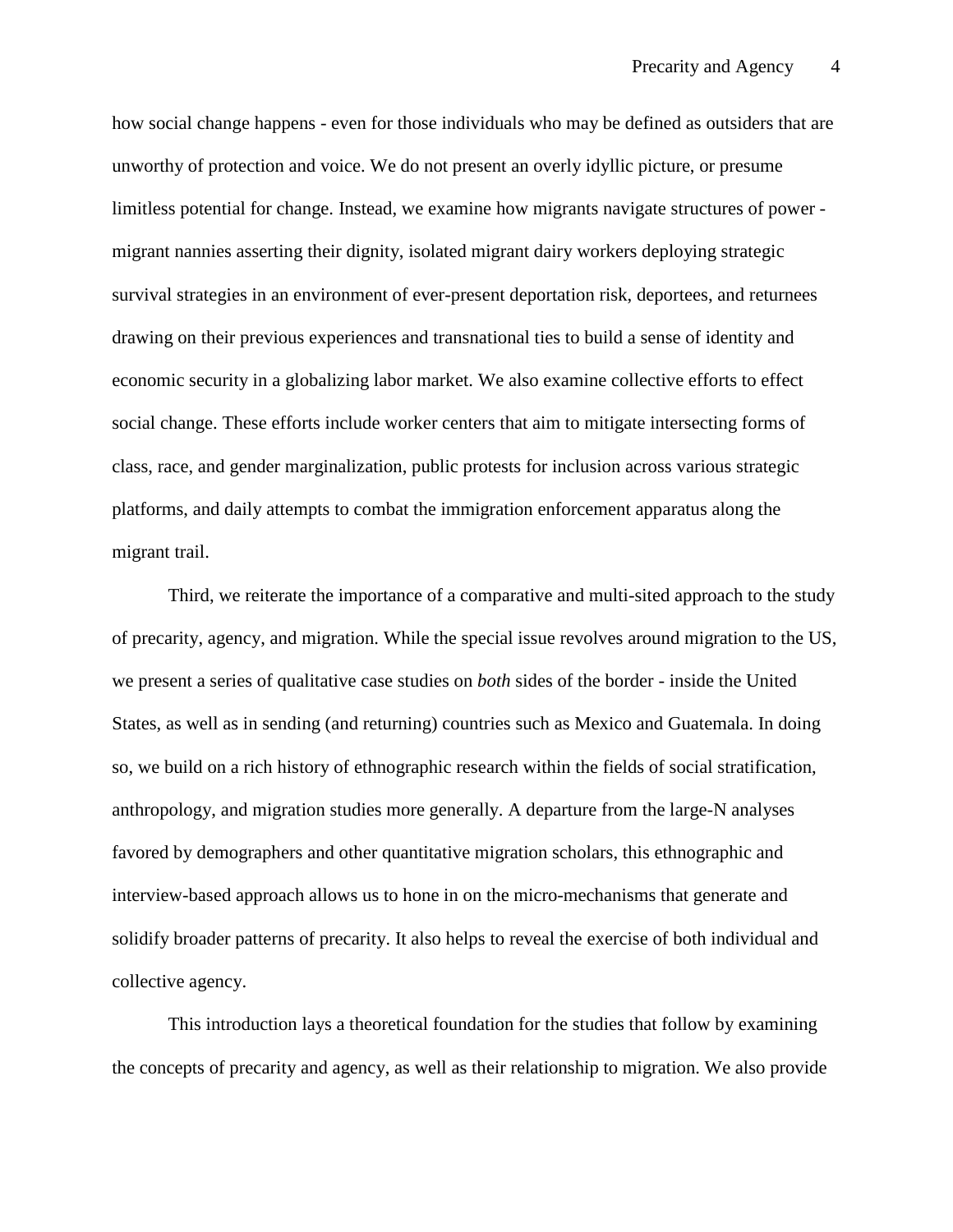how social change happens - even for those individuals who may be defined as outsiders that are unworthy of protection and voice. We do not present an overly idyllic picture, or presume limitless potential for change. Instead, we examine how migrants navigate structures of power - migrant nannies asserting their dignity, isolated migrant dairy workers deploying strategic survival strategies in an environment of ever-present deportation risk, deportees, and returnees drawing on their previous experiences and transnational ties to build a sense of identity and economic security in a globalizing labor market. We also examine collective efforts to effect social change. These efforts include worker centers that aim to mitigate intersecting forms of class, race, and gender marginalization, public protests for inclusion across various strategic platforms, and daily attempts to combat the immigration enforcement apparatus along the migrant trail.

Third, we reiterate the importance of a comparative and multi-sited approach to the study of precarity, agency, and migration. While the special issue revolves around migration to the US, we present a series of qualitative case studies on *both* sides of the border - inside the United States, as well as in sending (and returning) countries such as Mexico and Guatemala. In doing so, we build on a rich history of ethnographic research within the fields of social stratification, anthropology, and migration studies more generally. A departure from the large-N analyses favored by demographers and other quantitative migration scholars, this ethnographic and interview-based approach allows us to hone in on the micro-mechanisms that generate and solidify broader patterns of precarity. It also helps to reveal the exercise of both individual and collective agency.

This introduction lays a theoretical foundation for the studies that follow by examining the concepts of precarity and agency, as well as their relationship to migration. We also provide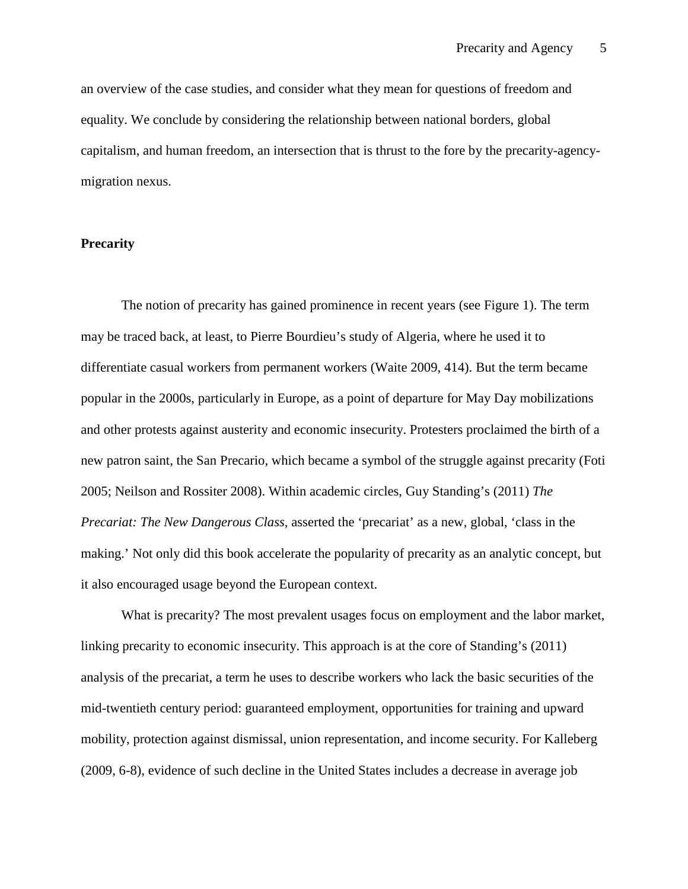an overview of the case studies, and consider what they mean for questions of freedom and equality. We conclude by considering the relationship between national borders, global capitalism, and human freedom, an intersection that is thrust to the fore by the precarity-agency-migration nexus.

## Precarity

The notion of precarity has gained prominence in recent years (see Figure 1). The term may be traced back, at least, to Pierre Bourdieu's study of Algeria, where he used it to differentiate casual workers from permanent workers (Waite 2009, 414). But the term became popular in the 2000s, particularly in Europe, as a point of departure for May Day mobilizations and other protests against austerity and economic insecurity. Protesters proclaimed the birth of a new patron saint, the San Precario, which became a symbol of the struggle against precarity (Foti 2005; Neilson and Rossiter 2008). Within academic circles, Guy Standing's (2011) *The Precariat: The New Dangerous Class*, asserted the 'precariat' as a new, global, 'class in the making.' Not only did this book accelerate the popularity of precarity as an analytic concept, but it also encouraged usage beyond the European context.

What is precarity? The most prevalent usages focus on employment and the labor market, linking precarity to economic insecurity. This approach is at the core of Standing's (2011) analysis of the precariat, a term he uses to describe workers who lack the basic securities of the mid-twentieth century period: guaranteed employment, opportunities for training and upward mobility, protection against dismissal, union representation, and income security. For Kalleberg (2009, 6-8), evidence of such decline in the United States includes a decrease in average job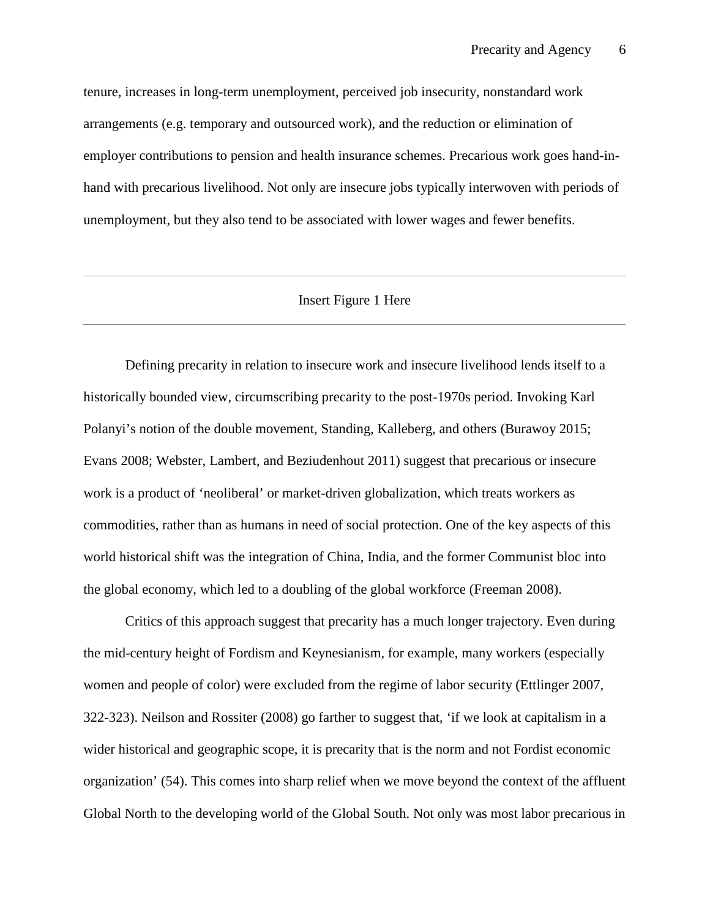tenure, increases in long-term unemployment, perceived job insecurity, nonstandard work arrangements (e.g. temporary and outsourced work), and the reduction or elimination of employer contributions to pension and health insurance schemes. Precarious work goes hand-in-hand with precarious livelihood. Not only are insecure jobs typically interwoven with periods of unemployment, but they also tend to be associated with lower wages and fewer benefits.

---

Insert Figure 1 Here

---

Defining precarity in relation to insecure work and insecure livelihood lends itself to a historically bounded view, circumscribing precarity to the post-1970s period. Invoking Karl Polanyi's notion of the double movement, Standing, Kalleberg, and others (Burawoy 2015; Evans 2008; Webster, Lambert, and Beziudenhout 2011) suggest that precarious or insecure work is a product of 'neoliberal' or market-driven globalization, which treats workers as commodities, rather than as humans in need of social protection. One of the key aspects of this world historical shift was the integration of China, India, and the former Communist bloc into the global economy, which led to a doubling of the global workforce (Freeman 2008).

Critics of this approach suggest that precarity has a much longer trajectory. Even during the mid-century height of Fordism and Keynesianism, for example, many workers (especially women and people of color) were excluded from the regime of labor security (Ettlinger 2007, 322-323). Neilson and Rossiter (2008) go farther to suggest that, 'if we look at capitalism in a wider historical and geographic scope, it is precarity that is the norm and not Fordist economic organization' (54). This comes into sharp relief when we move beyond the context of the affluent Global North to the developing world of the Global South. Not only was most labor precarious in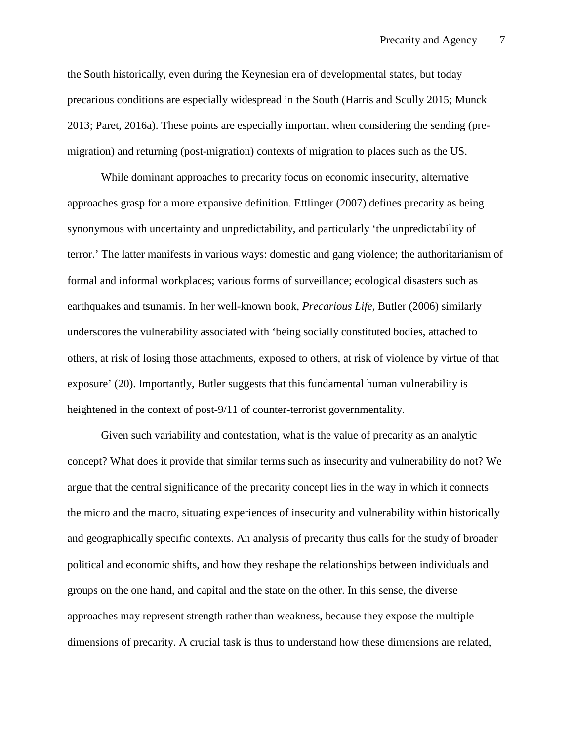the South historically, even during the Keynesian era of developmental states, but today precarious conditions are especially widespread in the South (Harris and Scully 2015; Munck 2013; Paret, 2016a). These points are especially important when considering the sending (pre-migration) and returning (post-migration) contexts of migration to places such as the US.

While dominant approaches to precarity focus on economic insecurity, alternative approaches grasp for a more expansive definition. Ettlinger (2007) defines precarity as being synonymous with uncertainty and unpredictability, and particularly 'the unpredictability of terror.' The latter manifests in various ways: domestic and gang violence; the authoritarianism of formal and informal workplaces; various forms of surveillance; ecological disasters such as earthquakes and tsunamis. In her well-known book, *Precarious Life,* Butler (2006) similarly underscores the vulnerability associated with 'being socially constituted bodies, attached to others, at risk of losing those attachments, exposed to others, at risk of violence by virtue of that exposure' (20). Importantly, Butler suggests that this fundamental human vulnerability is heightened in the context of post-9/11 of counter-terrorist governmentality.

Given such variability and contestation, what is the value of precarity as an analytic concept? What does it provide that similar terms such as insecurity and vulnerability do not? We argue that the central significance of the precarity concept lies in the way in which it connects the micro and the macro, situating experiences of insecurity and vulnerability within historically and geographically specific contexts. An analysis of precarity thus calls for the study of broader political and economic shifts, and how they reshape the relationships between individuals and groups on the one hand, and capital and the state on the other. In this sense, the diverse approaches may represent strength rather than weakness, because they expose the multiple dimensions of precarity. A crucial task is thus to understand how these dimensions are related,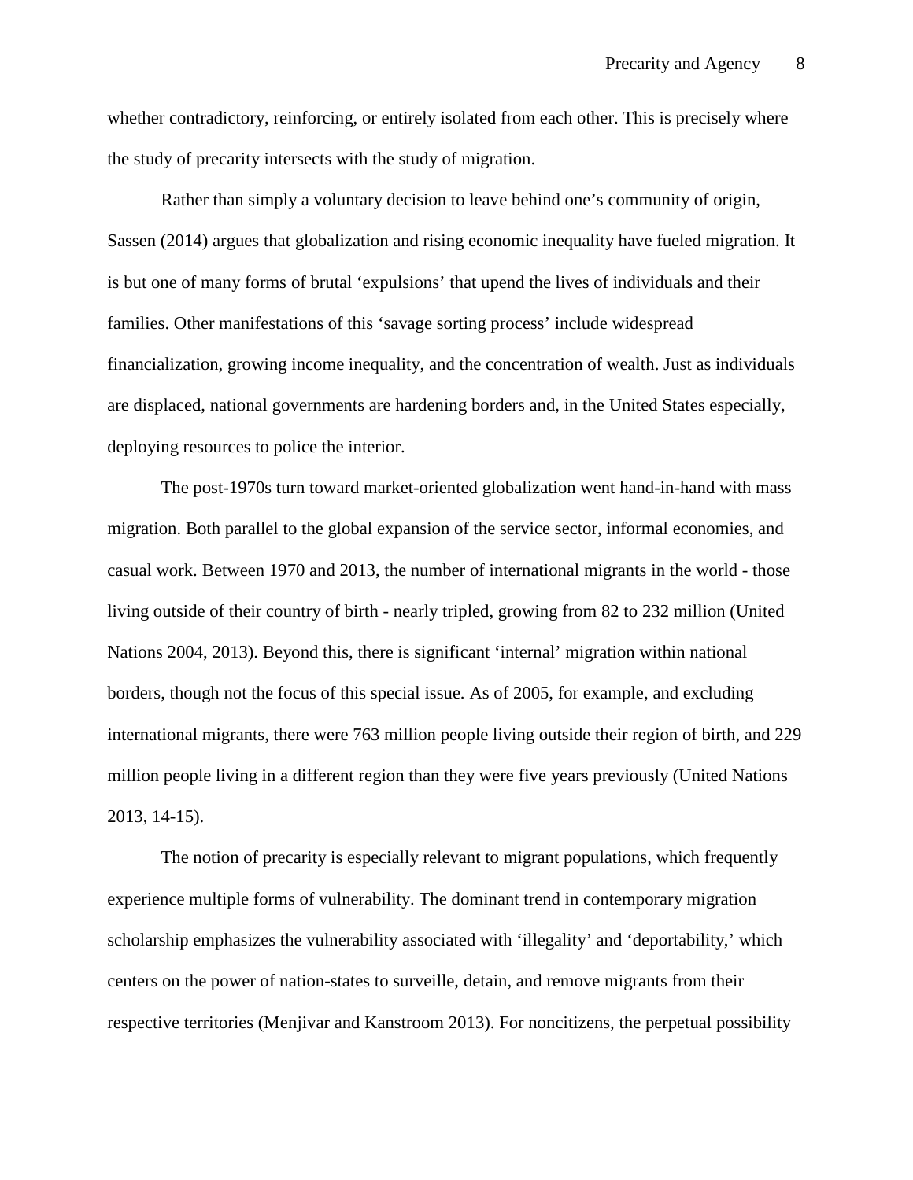whether contradictory, reinforcing, or entirely isolated from each other. This is precisely where the study of precarity intersects with the study of migration.

Rather than simply a voluntary decision to leave behind one's community of origin, Sassen (2014) argues that globalization and rising economic inequality have fueled migration. It is but one of many forms of brutal 'expulsions' that upend the lives of individuals and their families. Other manifestations of this 'savage sorting process' include widespread financialization, growing income inequality, and the concentration of wealth. Just as individuals are displaced, national governments are hardening borders and, in the United States especially, deploying resources to police the interior.

The post-1970s turn toward market-oriented globalization went hand-in-hand with mass migration. Both parallel to the global expansion of the service sector, informal economies, and casual work. Between 1970 and 2013, the number of international migrants in the world - those living outside of their country of birth - nearly tripled, growing from 82 to 232 million (United Nations 2004, 2013). Beyond this, there is significant 'internal' migration within national borders, though not the focus of this special issue. As of 2005, for example, and excluding international migrants, there were 763 million people living outside their region of birth, and 229 million people living in a different region than they were five years previously (United Nations 2013, 14-15).

The notion of precarity is especially relevant to migrant populations, which frequently experience multiple forms of vulnerability. The dominant trend in contemporary migration scholarship emphasizes the vulnerability associated with 'illegality' and 'deportability,' which centers on the power of nation-states to surveille, detain, and remove migrants from their respective territories (Menjivar and Kanstroom 2013). For noncitizens, the perpetual possibility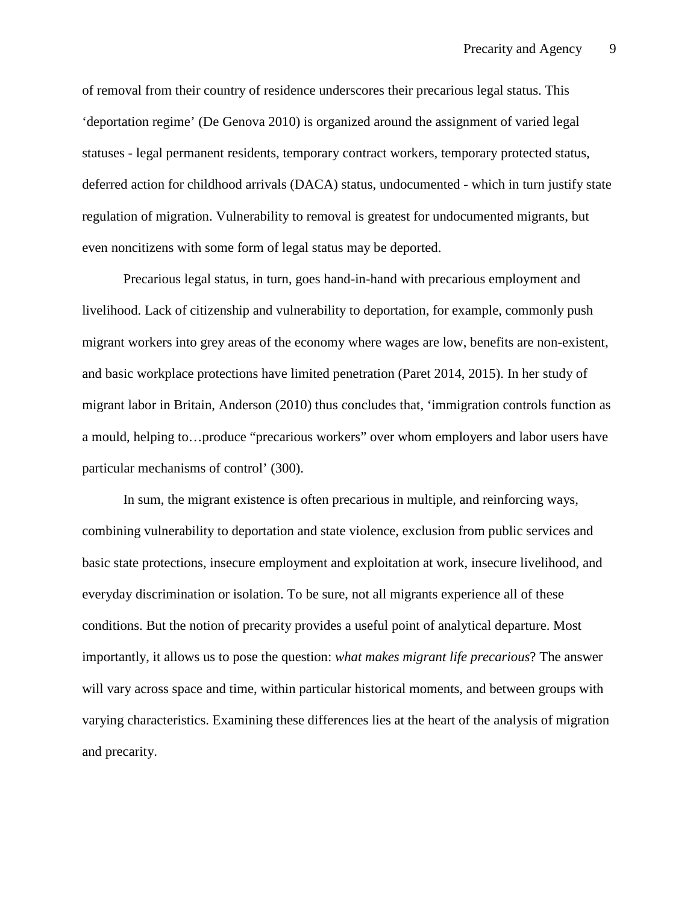of removal from their country of residence underscores their precarious legal status. This ‘deportation regime’ (De Genova 2010) is organized around the assignment of varied legal statuses - legal permanent residents, temporary contract workers, temporary protected status, deferred action for childhood arrivals (DACA) status, undocumented - which in turn justify state regulation of migration. Vulnerability to removal is greatest for undocumented migrants, but even noncitizens with some form of legal status may be deported.

Precarious legal status, in turn, goes hand-in-hand with precarious employment and livelihood. Lack of citizenship and vulnerability to deportation, for example, commonly push migrant workers into grey areas of the economy where wages are low, benefits are non-existent, and basic workplace protections have limited penetration (Paret 2014, 2015). In her study of migrant labor in Britain, Anderson (2010) thus concludes that, ‘immigration controls function as a mould, helping to…produce “precarious workers” over whom employers and labor users have particular mechanisms of control’ (300).

In sum, the migrant existence is often precarious in multiple, and reinforcing ways, combining vulnerability to deportation and state violence, exclusion from public services and basic state protections, insecure employment and exploitation at work, insecure livelihood, and everyday discrimination or isolation. To be sure, not all migrants experience all of these conditions. But the notion of precarity provides a useful point of analytical departure. Most importantly, it allows us to pose the question: *what makes migrant life precarious*? The answer will vary across space and time, within particular historical moments, and between groups with varying characteristics. Examining these differences lies at the heart of the analysis of migration and precarity.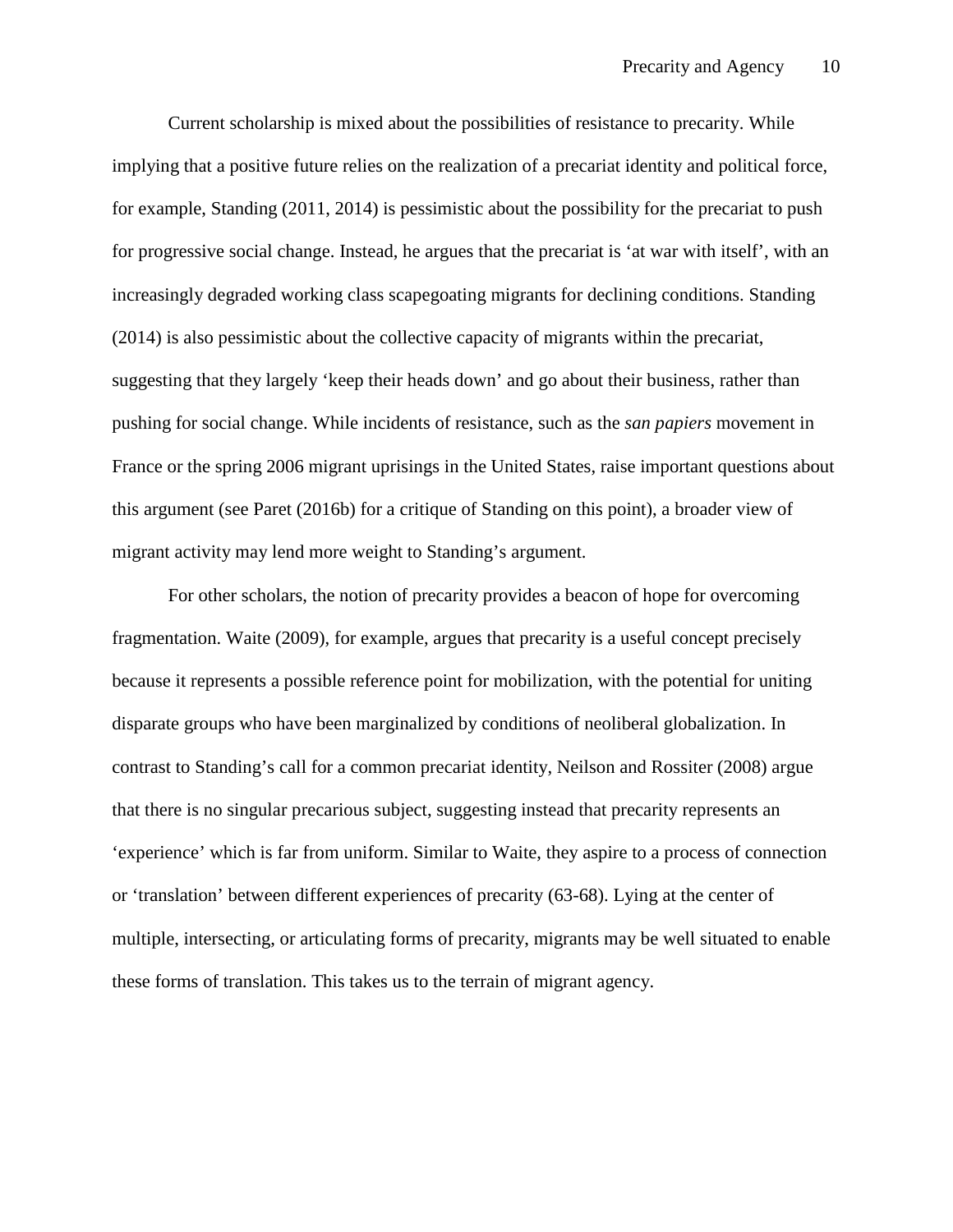Current scholarship is mixed about the possibilities of resistance to precarity. While implying that a positive future relies on the realization of a precariat identity and political force, for example, Standing (2011, 2014) is pessimistic about the possibility for the precariat to push for progressive social change. Instead, he argues that the precariat is 'at war with itself', with an increasingly degraded working class scapegoating migrants for declining conditions. Standing (2014) is also pessimistic about the collective capacity of migrants within the precariat, suggesting that they largely 'keep their heads down' and go about their business, rather than pushing for social change. While incidents of resistance, such as the *san papiers* movement in France or the spring 2006 migrant uprisings in the United States, raise important questions about this argument (see Paret (2016b) for a critique of Standing on this point), a broader view of migrant activity may lend more weight to Standing's argument.

For other scholars, the notion of precarity provides a beacon of hope for overcoming fragmentation. Waite (2009), for example, argues that precarity is a useful concept precisely because it represents a possible reference point for mobilization, with the potential for uniting disparate groups who have been marginalized by conditions of neoliberal globalization. In contrast to Standing's call for a common precariat identity, Neilson and Rossiter (2008) argue that there is no singular precarious subject, suggesting instead that precarity represents an 'experience' which is far from uniform. Similar to Waite, they aspire to a process of connection or 'translation' between different experiences of precarity (63-68). Lying at the center of multiple, intersecting, or articulating forms of precarity, migrants may be well situated to enable these forms of translation. This takes us to the terrain of migrant agency.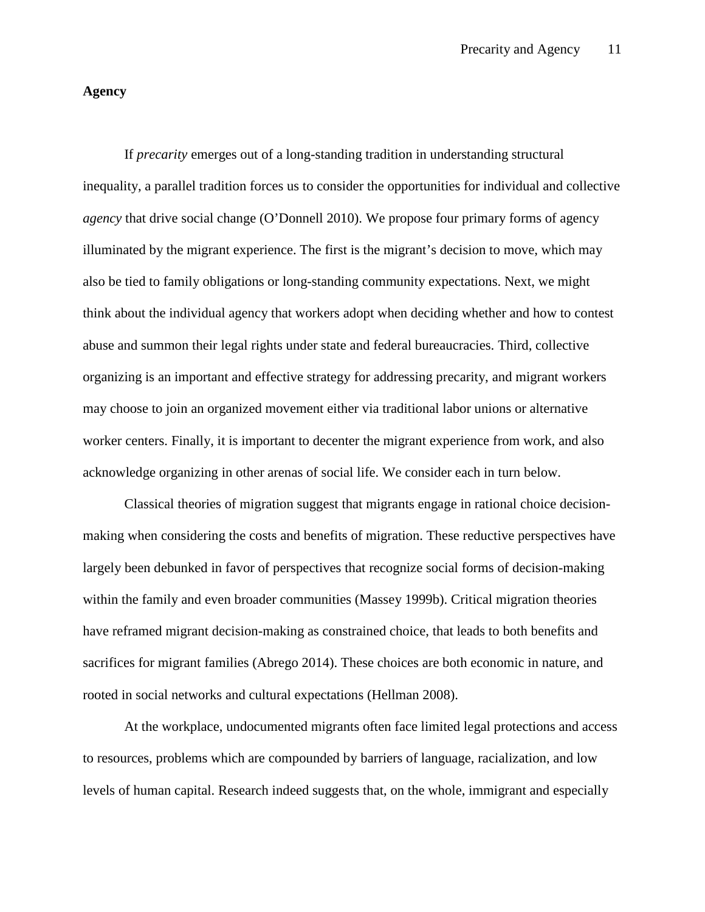**Agency**

If *precarity* emerges out of a long-standing tradition in understanding structural inequality, a parallel tradition forces us to consider the opportunities for individual and collective *agency* that drive social change (O'Donnell 2010). We propose four primary forms of agency illuminated by the migrant experience. The first is the migrant's decision to move, which may also be tied to family obligations or long-standing community expectations. Next, we might think about the individual agency that workers adopt when deciding whether and how to contest abuse and summon their legal rights under state and federal bureaucracies. Third, collective organizing is an important and effective strategy for addressing precarity, and migrant workers may choose to join an organized movement either via traditional labor unions or alternative worker centers. Finally, it is important to decenter the migrant experience from work, and also acknowledge organizing in other arenas of social life. We consider each in turn below.

Classical theories of migration suggest that migrants engage in rational choice decision-making when considering the costs and benefits of migration. These reductive perspectives have largely been debunked in favor of perspectives that recognize social forms of decision-making within the family and even broader communities (Massey 1999b). Critical migration theories have reframed migrant decision-making as constrained choice, that leads to both benefits and sacrifices for migrant families (Abrego 2014). These choices are both economic in nature, and rooted in social networks and cultural expectations (Hellman 2008).

At the workplace, undocumented migrants often face limited legal protections and access to resources, problems which are compounded by barriers of language, racialization, and low levels of human capital. Research indeed suggests that, on the whole, immigrant and especially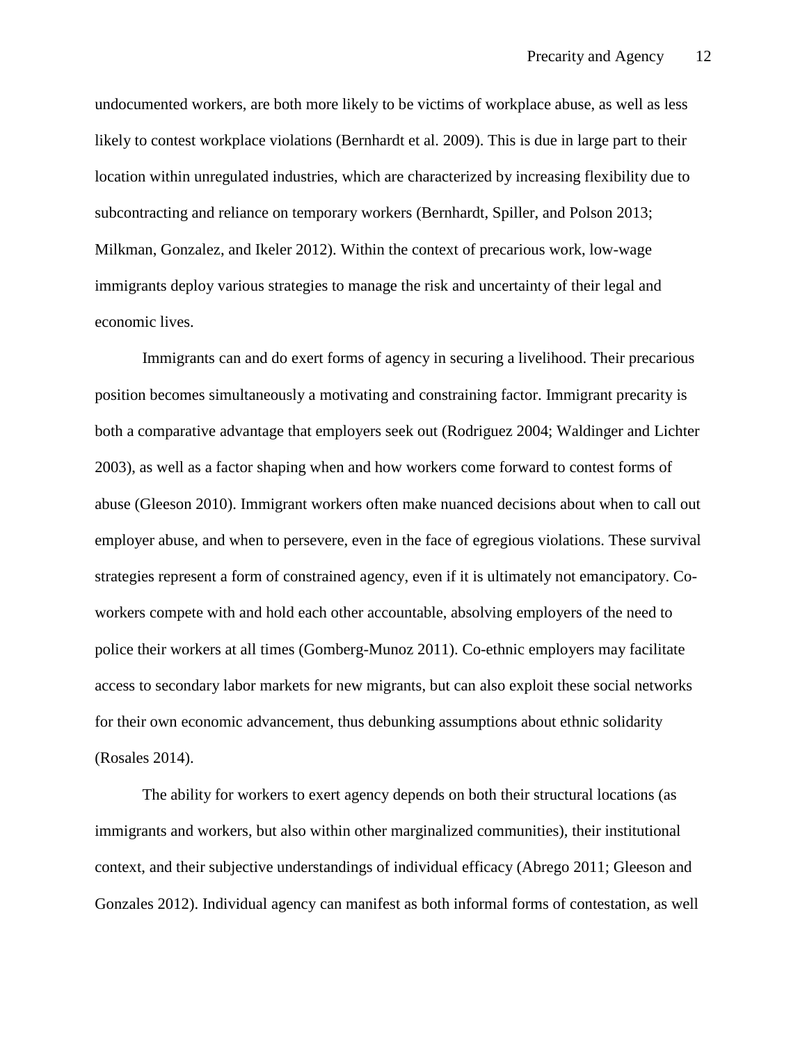undocumented workers, are both more likely to be victims of workplace abuse, as well as less likely to contest workplace violations (Bernhardt et al. 2009). This is due in large part to their location within unregulated industries, which are characterized by increasing flexibility due to subcontracting and reliance on temporary workers (Bernhardt, Spiller, and Polson 2013; Milkman, Gonzalez, and Ikeler 2012). Within the context of precarious work, low-wage immigrants deploy various strategies to manage the risk and uncertainty of their legal and economic lives.

Immigrants can and do exert forms of agency in securing a livelihood. Their precarious position becomes simultaneously a motivating and constraining factor. Immigrant precarity is both a comparative advantage that employers seek out (Rodriguez 2004; Waldinger and Lichter 2003), as well as a factor shaping when and how workers come forward to contest forms of abuse (Gleeson 2010). Immigrant workers often make nuanced decisions about when to call out employer abuse, and when to persevere, even in the face of egregious violations. These survival strategies represent a form of constrained agency, even if it is ultimately not emancipatory. Co-workers compete with and hold each other accountable, absolving employers of the need to police their workers at all times (Gomberg-Munoz 2011). Co-ethnic employers may facilitate access to secondary labor markets for new migrants, but can also exploit these social networks for their own economic advancement, thus debunking assumptions about ethnic solidarity (Rosales 2014).

The ability for workers to exert agency depends on both their structural locations (as immigrants and workers, but also within other marginalized communities), their institutional context, and their subjective understandings of individual efficacy (Abrego 2011; Gleeson and Gonzales 2012). Individual agency can manifest as both informal forms of contestation, as well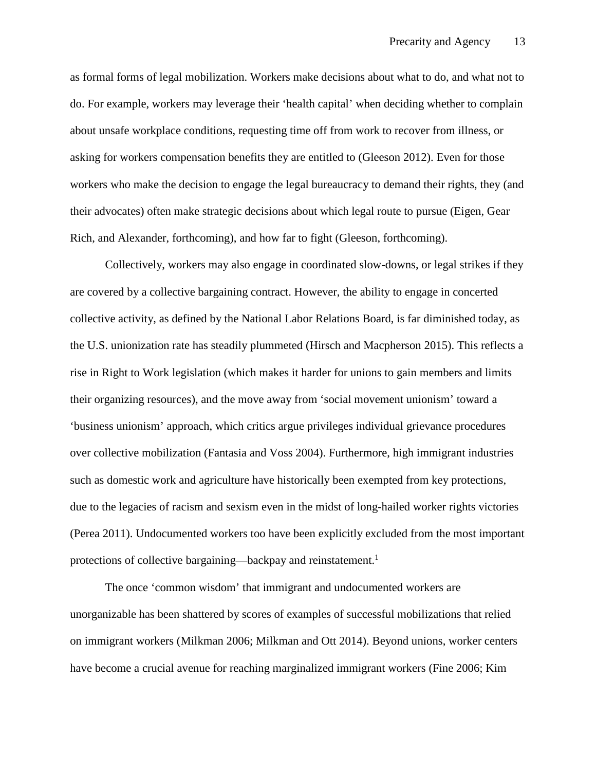as formal forms of legal mobilization. Workers make decisions about what to do, and what not to do. For example, workers may leverage their 'health capital' when deciding whether to complain about unsafe workplace conditions, requesting time off from work to recover from illness, or asking for workers compensation benefits they are entitled to (Gleeson 2012). Even for those workers who make the decision to engage the legal bureaucracy to demand their rights, they (and their advocates) often make strategic decisions about which legal route to pursue (Eigen, Gear Rich, and Alexander, forthcoming), and how far to fight (Gleeson, forthcoming).

Collectively, workers may also engage in coordinated slow-downs, or legal strikes if they are covered by a collective bargaining contract. However, the ability to engage in concerted collective activity, as defined by the National Labor Relations Board, is far diminished today, as the U.S. unionization rate has steadily plummeted (Hirsch and Macpherson 2015). This reflects a rise in Right to Work legislation (which makes it harder for unions to gain members and limits their organizing resources), and the move away from 'social movement unionism' toward a 'business unionism' approach, which critics argue privileges individual grievance procedures over collective mobilization (Fantasia and Voss 2004). Furthermore, high immigrant industries such as domestic work and agriculture have historically been exempted from key protections, due to the legacies of racism and sexism even in the midst of long-hailed worker rights victories (Perea 2011). Undocumented workers too have been explicitly excluded from the most important protections of collective bargaining—backpay and reinstatement.[1]

The once 'common wisdom' that immigrant and undocumented workers are unorganizable has been shattered by scores of examples of successful mobilizations that relied on immigrant workers (Milkman 2006; Milkman and Ott 2014). Beyond unions, worker centers have become a crucial avenue for reaching marginalized immigrant workers (Fine 2006; Kim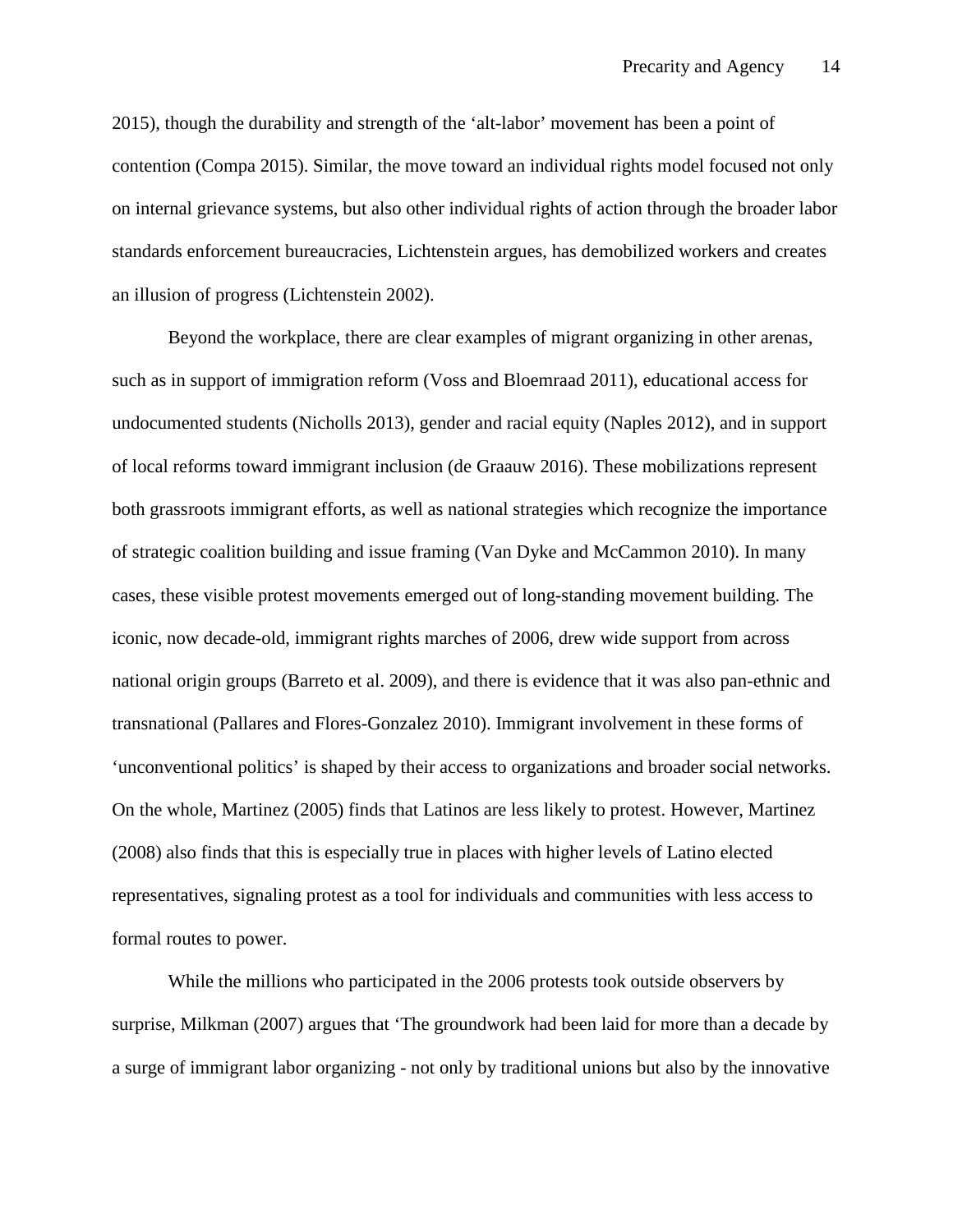2015), though the durability and strength of the 'alt-labor' movement has been a point of contention (Compa 2015). Similar, the move toward an individual rights model focused not only on internal grievance systems, but also other individual rights of action through the broader labor standards enforcement bureaucracies, Lichtenstein argues, has demobilized workers and creates an illusion of progress (Lichtenstein 2002).

Beyond the workplace, there are clear examples of migrant organizing in other arenas, such as in support of immigration reform (Voss and Bloemraad 2011), educational access for undocumented students (Nicholls 2013), gender and racial equity (Naples 2012), and in support of local reforms toward immigrant inclusion (de Graauw 2016). These mobilizations represent both grassroots immigrant efforts, as well as national strategies which recognize the importance of strategic coalition building and issue framing (Van Dyke and McCammon 2010). In many cases, these visible protest movements emerged out of long-standing movement building. The iconic, now decade-old, immigrant rights marches of 2006, drew wide support from across national origin groups (Barreto et al. 2009), and there is evidence that it was also pan-ethnic and transnational (Pallares and Flores-Gonzalez 2010). Immigrant involvement in these forms of 'unconventional politics' is shaped by their access to organizations and broader social networks. On the whole, Martinez (2005) finds that Latinos are less likely to protest. However, Martinez (2008) also finds that this is especially true in places with higher levels of Latino elected representatives, signaling protest as a tool for individuals and communities with less access to formal routes to power.

While the millions who participated in the 2006 protests took outside observers by surprise, Milkman (2007) argues that 'The groundwork had been laid for more than a decade by a surge of immigrant labor organizing - not only by traditional unions but also by the innovative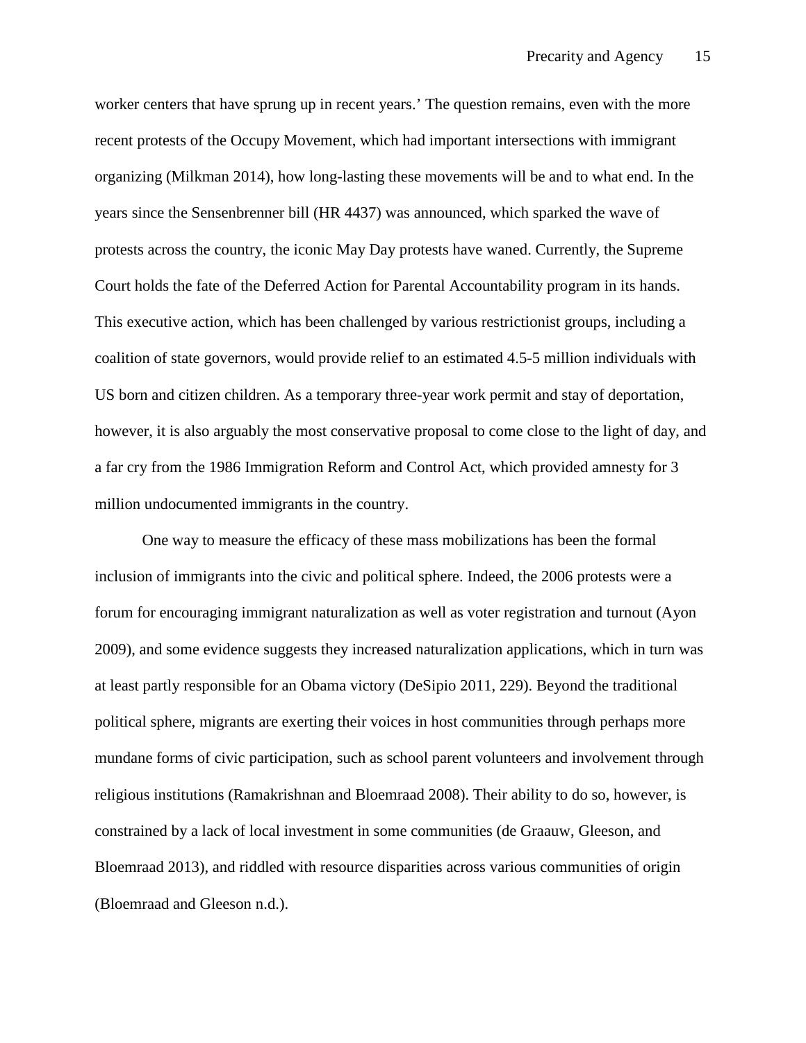worker centers that have sprung up in recent years.' The question remains, even with the more recent protests of the Occupy Movement, which had important intersections with immigrant organizing (Milkman 2014), how long-lasting these movements will be and to what end. In the years since the Sensenbrenner bill (HR 4437) was announced, which sparked the wave of protests across the country, the iconic May Day protests have waned. Currently, the Supreme Court holds the fate of the Deferred Action for Parental Accountability program in its hands. This executive action, which has been challenged by various restrictionist groups, including a coalition of state governors, would provide relief to an estimated 4.5-5 million individuals with US born and citizen children. As a temporary three-year work permit and stay of deportation, however, it is also arguably the most conservative proposal to come close to the light of day, and a far cry from the 1986 Immigration Reform and Control Act, which provided amnesty for 3 million undocumented immigrants in the country.

One way to measure the efficacy of these mass mobilizations has been the formal inclusion of immigrants into the civic and political sphere. Indeed, the 2006 protests were a forum for encouraging immigrant naturalization as well as voter registration and turnout (Ayon 2009), and some evidence suggests they increased naturalization applications, which in turn was at least partly responsible for an Obama victory (DeSipio 2011, 229). Beyond the traditional political sphere, migrants are exerting their voices in host communities through perhaps more mundane forms of civic participation, such as school parent volunteers and involvement through religious institutions (Ramakrishnan and Bloemraad 2008). Their ability to do so, however, is constrained by a lack of local investment in some communities (de Graauw, Gleeson, and Bloemraad 2013), and riddled with resource disparities across various communities of origin (Bloemraad and Gleeson n.d.).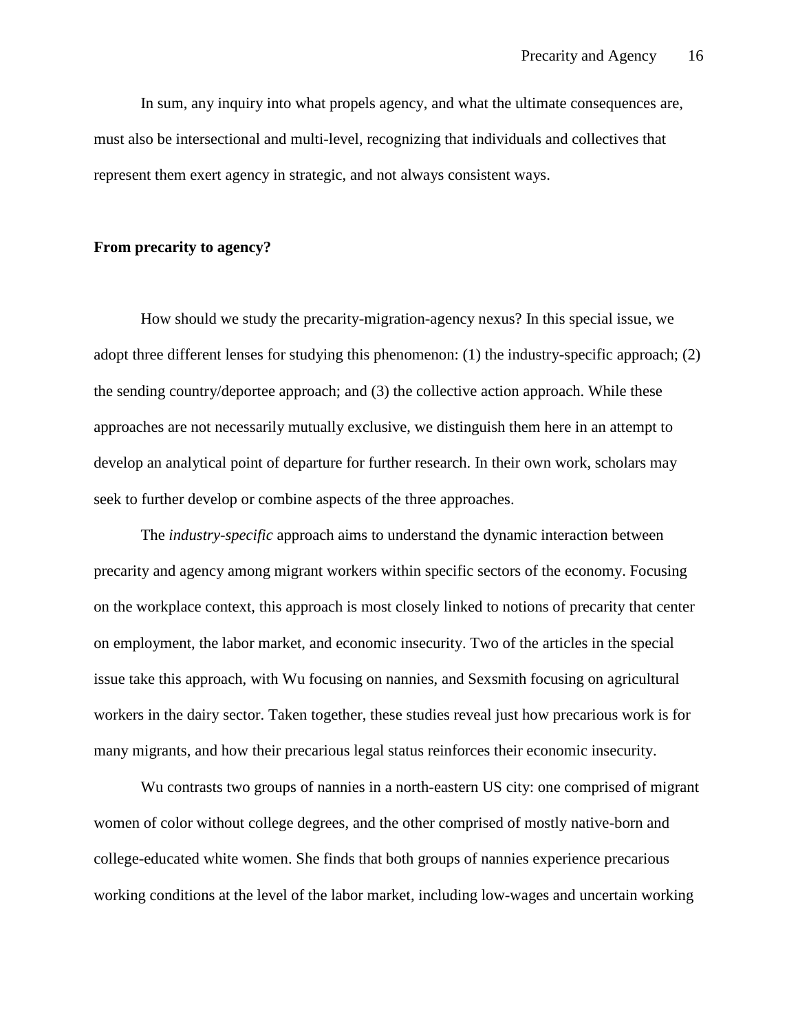In sum, any inquiry into what propels agency, and what the ultimate consequences are, must also be intersectional and multi-level, recognizing that individuals and collectives that represent them exert agency in strategic, and not always consistent ways.

## From precarity to agency?

How should we study the precarity-migration-agency nexus? In this special issue, we adopt three different lenses for studying this phenomenon: (1) the industry-specific approach; (2) the sending country/deportee approach; and (3) the collective action approach. While these approaches are not necessarily mutually exclusive, we distinguish them here in an attempt to develop an analytical point of departure for further research. In their own work, scholars may seek to further develop or combine aspects of the three approaches.

The *industry-specific* approach aims to understand the dynamic interaction between precarity and agency among migrant workers within specific sectors of the economy. Focusing on the workplace context, this approach is most closely linked to notions of precarity that center on employment, the labor market, and economic insecurity. Two of the articles in the special issue take this approach, with Wu focusing on nannies, and Sexsmith focusing on agricultural workers in the dairy sector. Taken together, these studies reveal just how precarious work is for many migrants, and how their precarious legal status reinforces their economic insecurity.

Wu contrasts two groups of nannies in a north-eastern US city: one comprised of migrant women of color without college degrees, and the other comprised of mostly native-born and college-educated white women. She finds that both groups of nannies experience precarious working conditions at the level of the labor market, including low-wages and uncertain working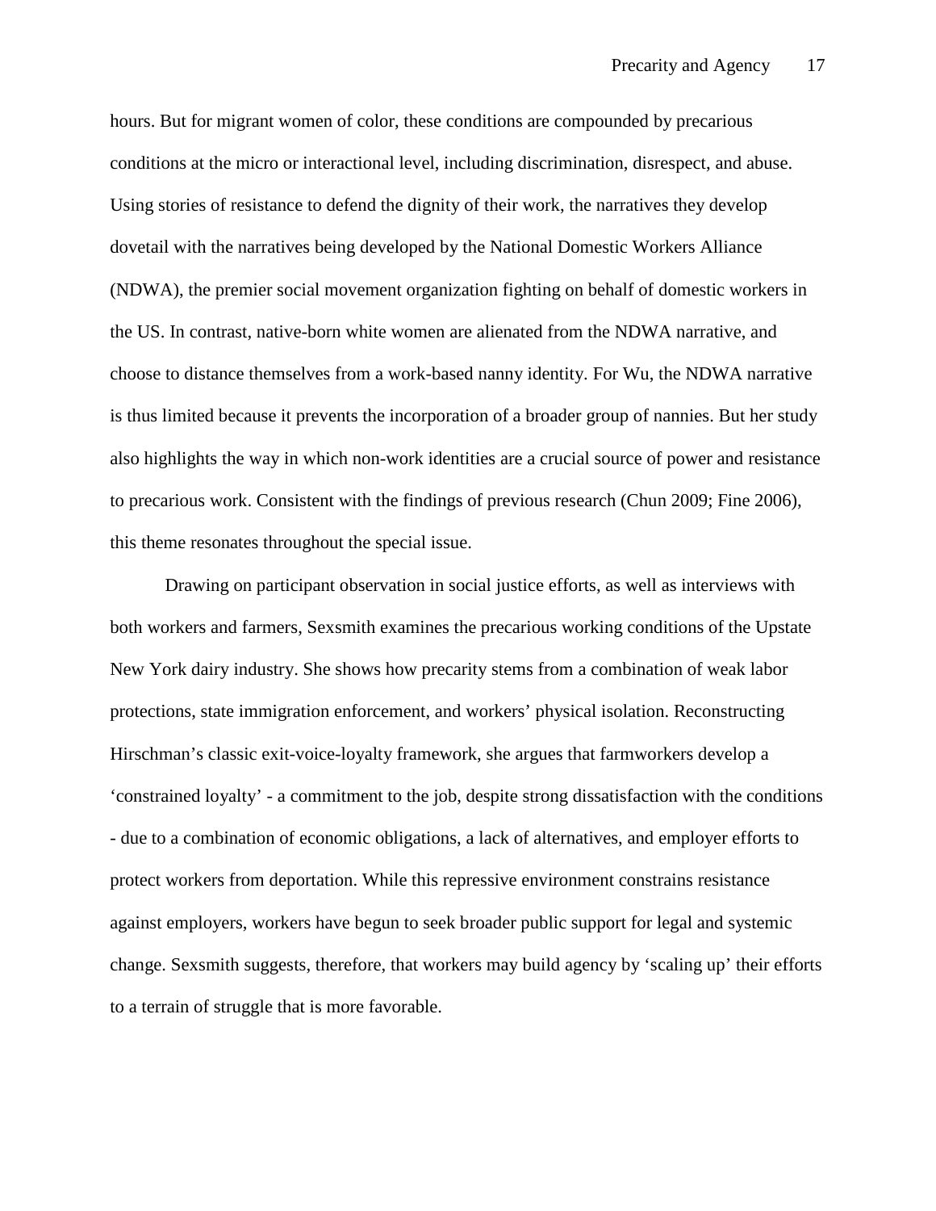hours. But for migrant women of color, these conditions are compounded by precarious conditions at the micro or interactional level, including discrimination, disrespect, and abuse. Using stories of resistance to defend the dignity of their work, the narratives they develop dovetail with the narratives being developed by the National Domestic Workers Alliance (NDWA), the premier social movement organization fighting on behalf of domestic workers in the US. In contrast, native-born white women are alienated from the NDWA narrative, and choose to distance themselves from a work-based nanny identity. For Wu, the NDWA narrative is thus limited because it prevents the incorporation of a broader group of nannies. But her study also highlights the way in which non-work identities are a crucial source of power and resistance to precarious work. Consistent with the findings of previous research (Chun 2009; Fine 2006), this theme resonates throughout the special issue.

Drawing on participant observation in social justice efforts, as well as interviews with both workers and farmers, Sexsmith examines the precarious working conditions of the Upstate New York dairy industry. She shows how precarity stems from a combination of weak labor protections, state immigration enforcement, and workers' physical isolation. Reconstructing Hirschman's classic exit-voice-loyalty framework, she argues that farmworkers develop a 'constrained loyalty' - a commitment to the job, despite strong dissatisfaction with the conditions - due to a combination of economic obligations, a lack of alternatives, and employer efforts to protect workers from deportation. While this repressive environment constrains resistance against employers, workers have begun to seek broader public support for legal and systemic change. Sexsmith suggests, therefore, that workers may build agency by 'scaling up' their efforts to a terrain of struggle that is more favorable.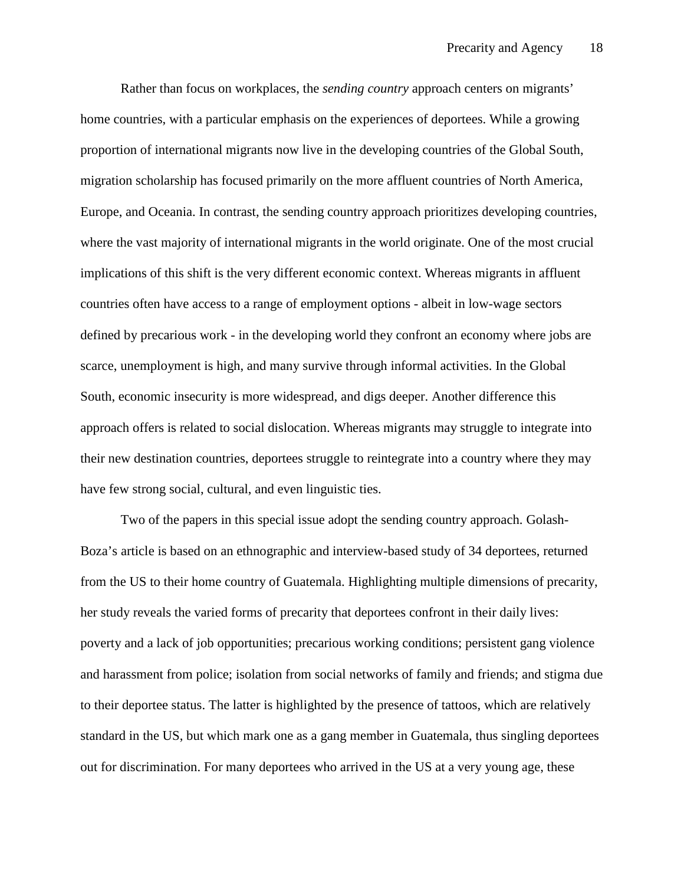Rather than focus on workplaces, the *sending country* approach centers on migrants' home countries, with a particular emphasis on the experiences of deportees. While a growing proportion of international migrants now live in the developing countries of the Global South, migration scholarship has focused primarily on the more affluent countries of North America, Europe, and Oceania. In contrast, the sending country approach prioritizes developing countries, where the vast majority of international migrants in the world originate. One of the most crucial implications of this shift is the very different economic context. Whereas migrants in affluent countries often have access to a range of employment options - albeit in low-wage sectors defined by precarious work - in the developing world they confront an economy where jobs are scarce, unemployment is high, and many survive through informal activities. In the Global South, economic insecurity is more widespread, and digs deeper. Another difference this approach offers is related to social dislocation. Whereas migrants may struggle to integrate into their new destination countries, deportees struggle to reintegrate into a country where they may have few strong social, cultural, and even linguistic ties.

Two of the papers in this special issue adopt the sending country approach. Golash-Boza's article is based on an ethnographic and interview-based study of 34 deportees, returned from the US to their home country of Guatemala. Highlighting multiple dimensions of precarity, her study reveals the varied forms of precarity that deportees confront in their daily lives: poverty and a lack of job opportunities; precarious working conditions; persistent gang violence and harassment from police; isolation from social networks of family and friends; and stigma due to their deportee status. The latter is highlighted by the presence of tattoos, which are relatively standard in the US, but which mark one as a gang member in Guatemala, thus singling deportees out for discrimination. For many deportees who arrived in the US at a very young age, these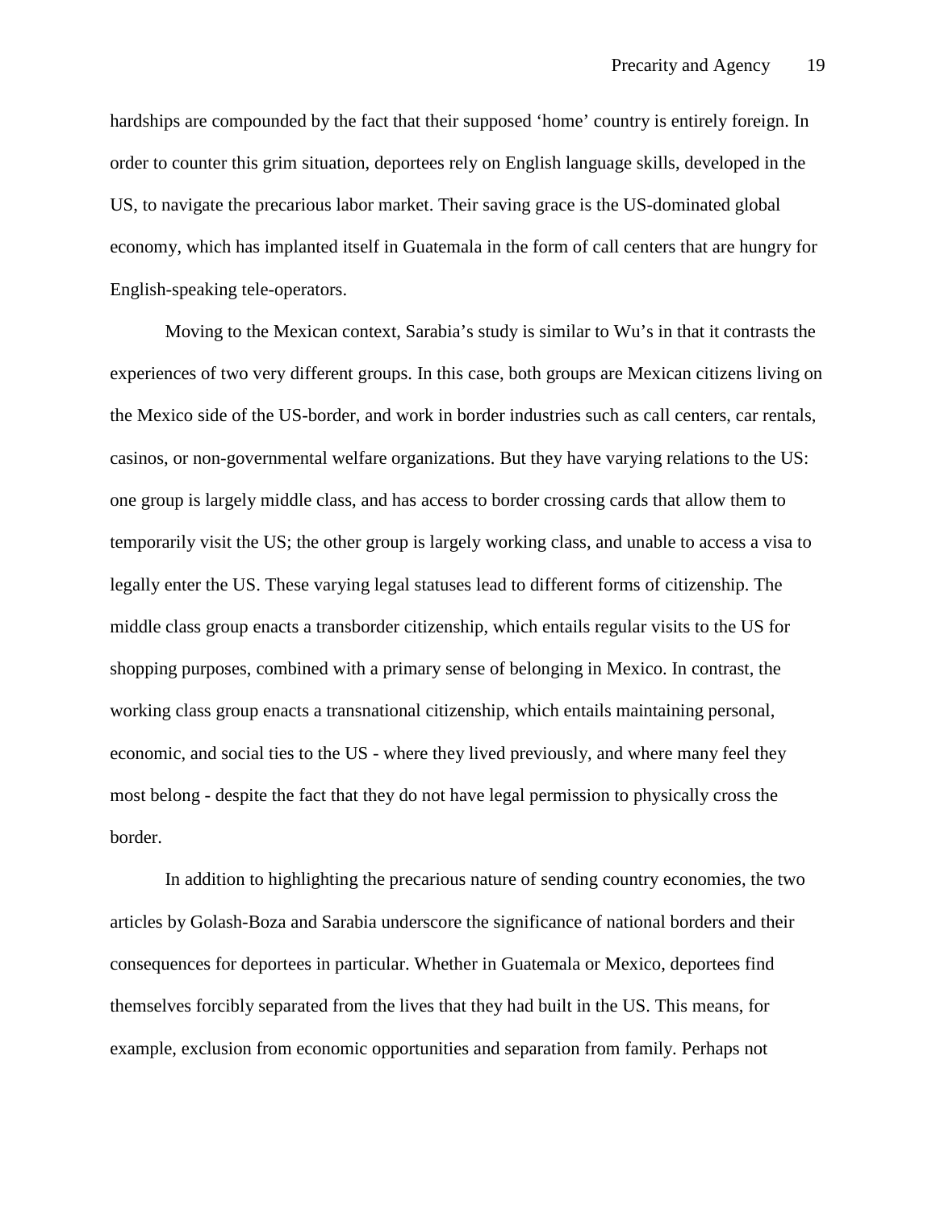hardships are compounded by the fact that their supposed 'home' country is entirely foreign. In order to counter this grim situation, deportees rely on English language skills, developed in the US, to navigate the precarious labor market. Their saving grace is the US-dominated global economy, which has implanted itself in Guatemala in the form of call centers that are hungry for English-speaking tele-operators.

Moving to the Mexican context, Sarabia's study is similar to Wu's in that it contrasts the experiences of two very different groups. In this case, both groups are Mexican citizens living on the Mexico side of the US-border, and work in border industries such as call centers, car rentals, casinos, or non-governmental welfare organizations. But they have varying relations to the US: one group is largely middle class, and has access to border crossing cards that allow them to temporarily visit the US; the other group is largely working class, and unable to access a visa to legally enter the US. These varying legal statuses lead to different forms of citizenship. The middle class group enacts a transborder citizenship, which entails regular visits to the US for shopping purposes, combined with a primary sense of belonging in Mexico. In contrast, the working class group enacts a transnational citizenship, which entails maintaining personal, economic, and social ties to the US - where they lived previously, and where many feel they most belong - despite the fact that they do not have legal permission to physically cross the border.

In addition to highlighting the precarious nature of sending country economies, the two articles by Golash-Boza and Sarabia underscore the significance of national borders and their consequences for deportees in particular. Whether in Guatemala or Mexico, deportees find themselves forcibly separated from the lives that they had built in the US. This means, for example, exclusion from economic opportunities and separation from family. Perhaps not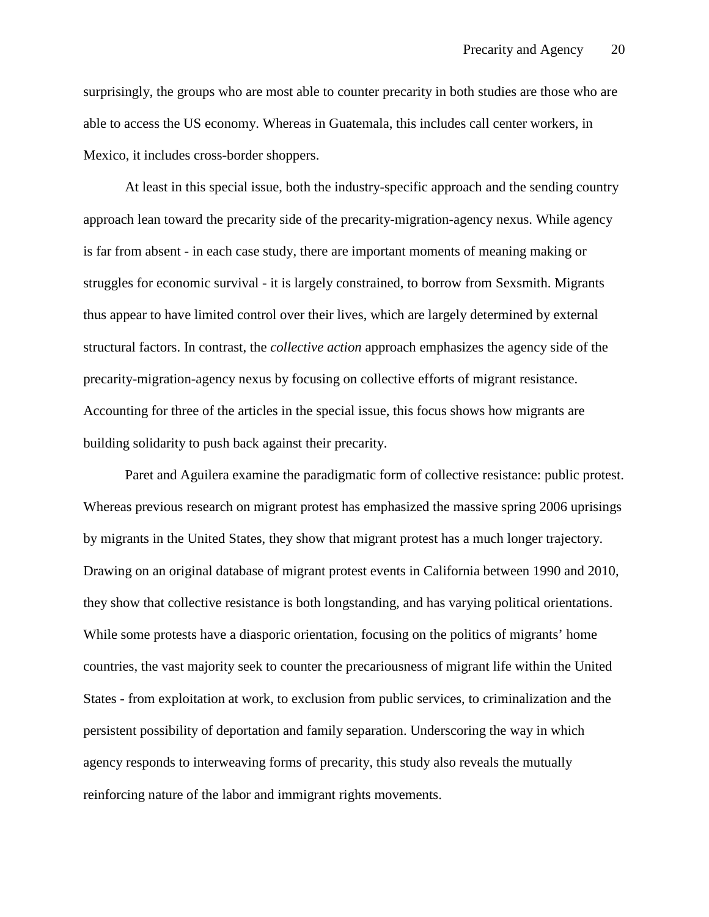surprisingly, the groups who are most able to counter precarity in both studies are those who are able to access the US economy. Whereas in Guatemala, this includes call center workers, in Mexico, it includes cross-border shoppers.

At least in this special issue, both the industry-specific approach and the sending country approach lean toward the precarity side of the precarity-migration-agency nexus. While agency is far from absent - in each case study, there are important moments of meaning making or struggles for economic survival - it is largely constrained, to borrow from Sexsmith. Migrants thus appear to have limited control over their lives, which are largely determined by external structural factors. In contrast, the *collective action* approach emphasizes the agency side of the precarity-migration-agency nexus by focusing on collective efforts of migrant resistance. Accounting for three of the articles in the special issue, this focus shows how migrants are building solidarity to push back against their precarity.

Paret and Aguilera examine the paradigmatic form of collective resistance: public protest. Whereas previous research on migrant protest has emphasized the massive spring 2006 uprisings by migrants in the United States, they show that migrant protest has a much longer trajectory. Drawing on an original database of migrant protest events in California between 1990 and 2010, they show that collective resistance is both longstanding, and has varying political orientations. While some protests have a diasporic orientation, focusing on the politics of migrants' home countries, the vast majority seek to counter the precariousness of migrant life within the United States - from exploitation at work, to exclusion from public services, to criminalization and the persistent possibility of deportation and family separation. Underscoring the way in which agency responds to interweaving forms of precarity, this study also reveals the mutually reinforcing nature of the labor and immigrant rights movements.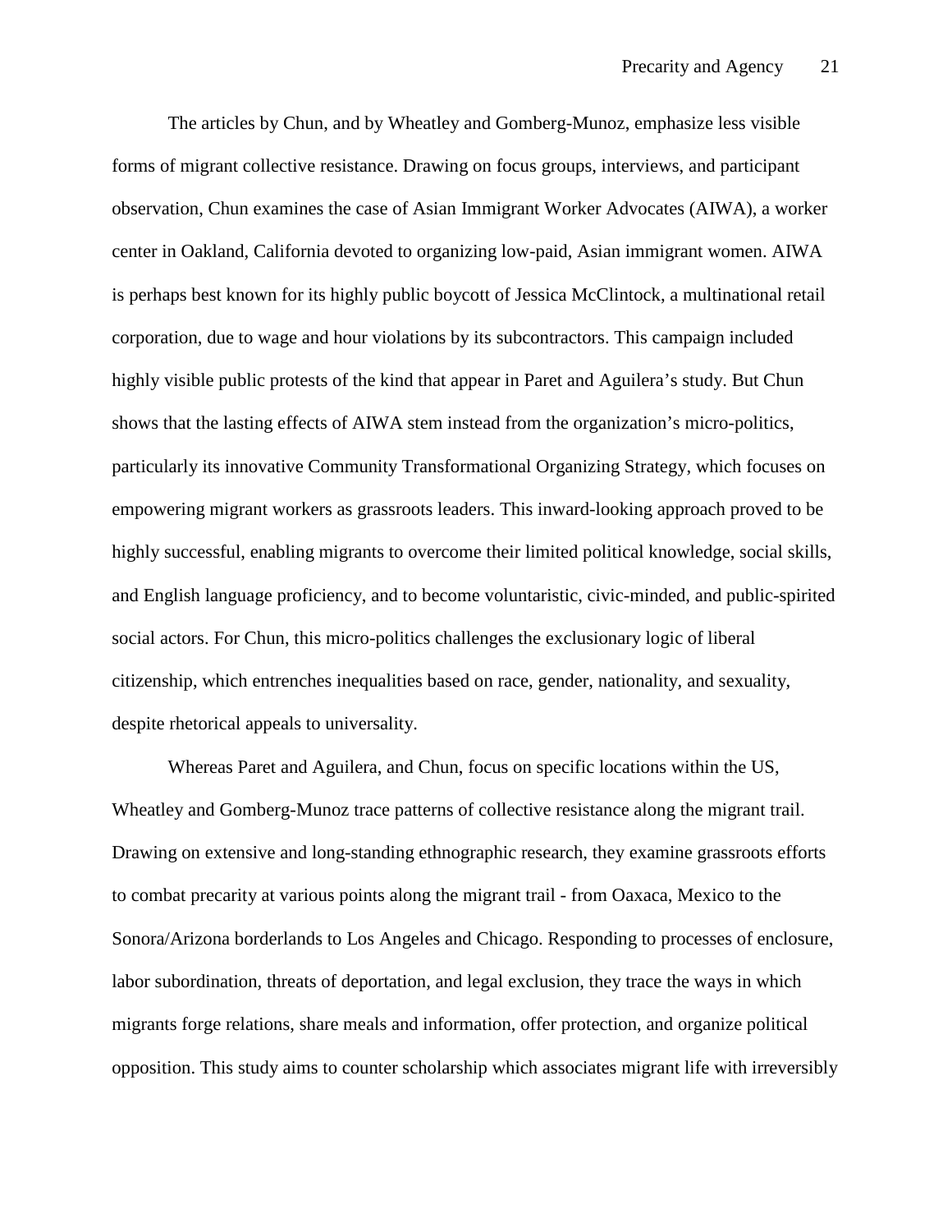The articles by Chun, and by Wheatley and Gomberg-Munoz, emphasize less visible forms of migrant collective resistance. Drawing on focus groups, interviews, and participant observation, Chun examines the case of Asian Immigrant Worker Advocates (AIWA), a worker center in Oakland, California devoted to organizing low-paid, Asian immigrant women. AIWA is perhaps best known for its highly public boycott of Jessica McClintock, a multinational retail corporation, due to wage and hour violations by its subcontractors. This campaign included highly visible public protests of the kind that appear in Paret and Aguilera's study. But Chun shows that the lasting effects of AIWA stem instead from the organization's micro-politics, particularly its innovative Community Transformational Organizing Strategy, which focuses on empowering migrant workers as grassroots leaders. This inward-looking approach proved to be highly successful, enabling migrants to overcome their limited political knowledge, social skills, and English language proficiency, and to become voluntaristic, civic-minded, and public-spirited social actors. For Chun, this micro-politics challenges the exclusionary logic of liberal citizenship, which entrenches inequalities based on race, gender, nationality, and sexuality, despite rhetorical appeals to universality.

Whereas Paret and Aguilera, and Chun, focus on specific locations within the US, Wheatley and Gomberg-Munoz trace patterns of collective resistance along the migrant trail. Drawing on extensive and long-standing ethnographic research, they examine grassroots efforts to combat precarity at various points along the migrant trail - from Oaxaca, Mexico to the Sonora/Arizona borderlands to Los Angeles and Chicago. Responding to processes of enclosure, labor subordination, threats of deportation, and legal exclusion, they trace the ways in which migrants forge relations, share meals and information, offer protection, and organize political opposition. This study aims to counter scholarship which associates migrant life with irreversibly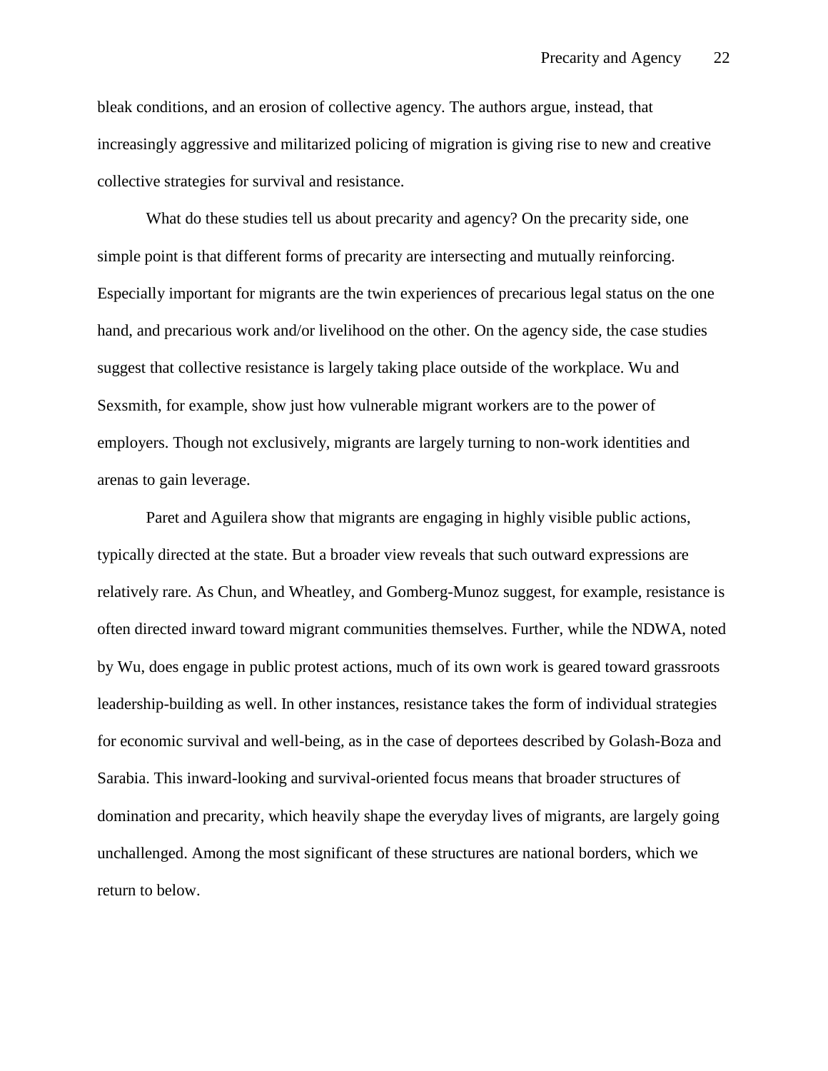bleak conditions, and an erosion of collective agency. The authors argue, instead, that increasingly aggressive and militarized policing of migration is giving rise to new and creative collective strategies for survival and resistance.

What do these studies tell us about precarity and agency? On the precarity side, one simple point is that different forms of precarity are intersecting and mutually reinforcing. Especially important for migrants are the twin experiences of precarious legal status on the one hand, and precarious work and/or livelihood on the other. On the agency side, the case studies suggest that collective resistance is largely taking place outside of the workplace. Wu and Sexsmith, for example, show just how vulnerable migrant workers are to the power of employers. Though not exclusively, migrants are largely turning to non-work identities and arenas to gain leverage.

Paret and Aguilera show that migrants are engaging in highly visible public actions, typically directed at the state. But a broader view reveals that such outward expressions are relatively rare. As Chun, and Wheatley, and Gomberg-Munoz suggest, for example, resistance is often directed inward toward migrant communities themselves. Further, while the NDWA, noted by Wu, does engage in public protest actions, much of its own work is geared toward grassroots leadership-building as well. In other instances, resistance takes the form of individual strategies for economic survival and well-being, as in the case of deportees described by Golash-Boza and Sarabia. This inward-looking and survival-oriented focus means that broader structures of domination and precarity, which heavily shape the everyday lives of migrants, are largely going unchallenged. Among the most significant of these structures are national borders, which we return to below.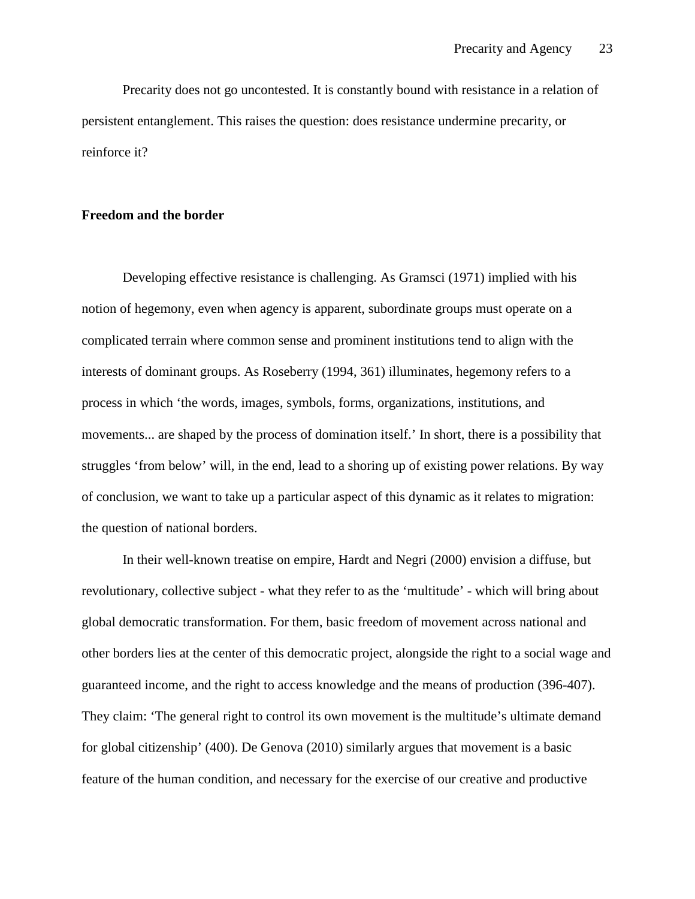Precarity does not go uncontested. It is constantly bound with resistance in a relation of persistent entanglement. This raises the question: does resistance undermine precarity, or reinforce it?

**Freedom and the border**

Developing effective resistance is challenging. As Gramsci (1971) implied with his notion of hegemony, even when agency is apparent, subordinate groups must operate on a complicated terrain where common sense and prominent institutions tend to align with the interests of dominant groups. As Roseberry (1994, 361) illuminates, hegemony refers to a process in which 'the words, images, symbols, forms, organizations, institutions, and movements... are shaped by the process of domination itself.' In short, there is a possibility that struggles 'from below' will, in the end, lead to a shoring up of existing power relations. By way of conclusion, we want to take up a particular aspect of this dynamic as it relates to migration: the question of national borders.

In their well-known treatise on empire, Hardt and Negri (2000) envision a diffuse, but revolutionary, collective subject - what they refer to as the 'multitude' - which will bring about global democratic transformation. For them, basic freedom of movement across national and other borders lies at the center of this democratic project, alongside the right to a social wage and guaranteed income, and the right to access knowledge and the means of production (396-407). They claim: 'The general right to control its own movement is the multitude's ultimate demand for global citizenship' (400). De Genova (2010) similarly argues that movement is a basic feature of the human condition, and necessary for the exercise of our creative and productive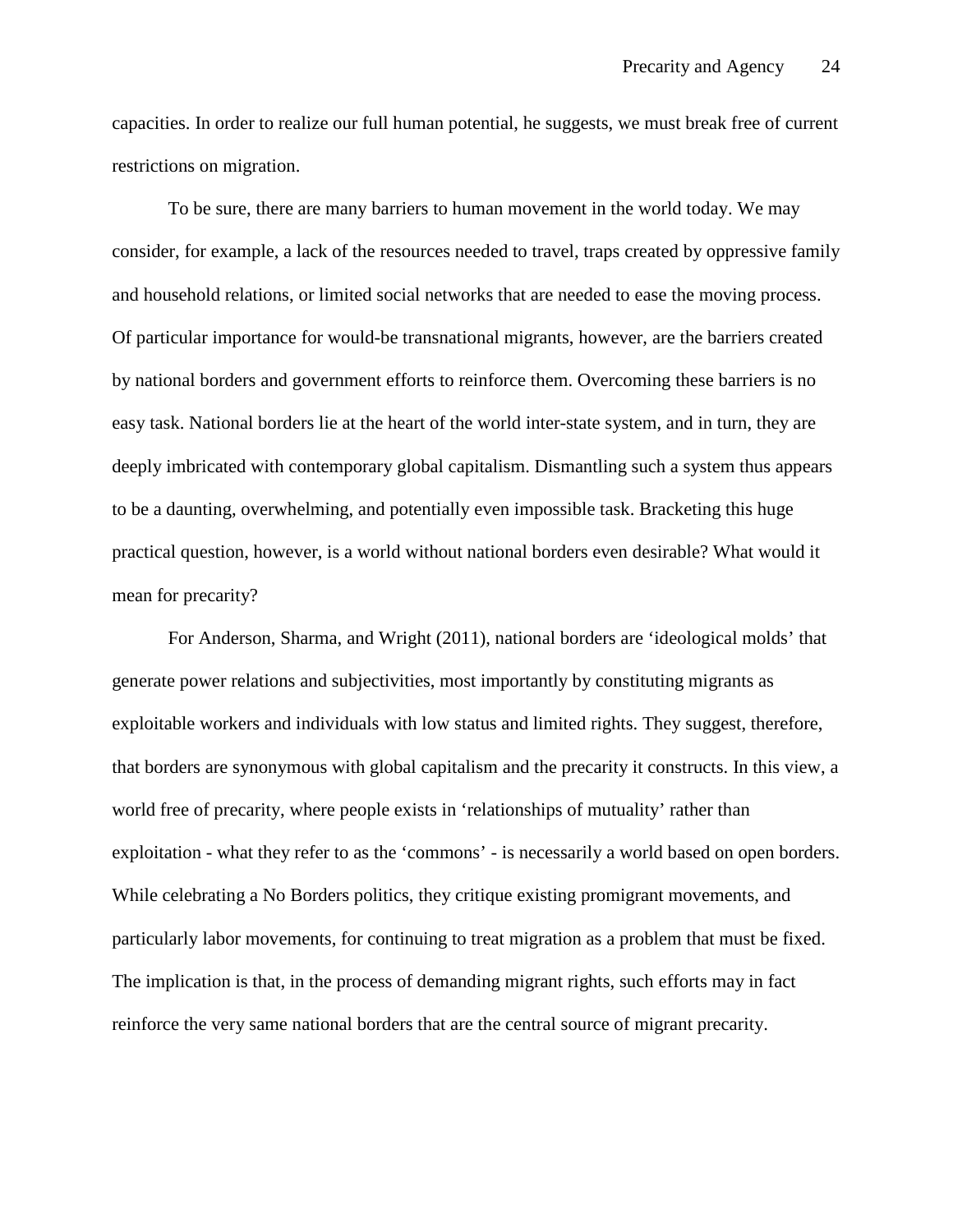capacities. In order to realize our full human potential, he suggests, we must break free of current restrictions on migration.

To be sure, there are many barriers to human movement in the world today. We may consider, for example, a lack of the resources needed to travel, traps created by oppressive family and household relations, or limited social networks that are needed to ease the moving process. Of particular importance for would-be transnational migrants, however, are the barriers created by national borders and government efforts to reinforce them. Overcoming these barriers is no easy task. National borders lie at the heart of the world inter-state system, and in turn, they are deeply imbricated with contemporary global capitalism. Dismantling such a system thus appears to be a daunting, overwhelming, and potentially even impossible task. Bracketing this huge practical question, however, is a world without national borders even desirable? What would it mean for precarity?

For Anderson, Sharma, and Wright (2011), national borders are 'ideological molds' that generate power relations and subjectivities, most importantly by constituting migrants as exploitable workers and individuals with low status and limited rights. They suggest, therefore, that borders are synonymous with global capitalism and the precarity it constructs. In this view, a world free of precarity, where people exists in 'relationships of mutuality' rather than exploitation - what they refer to as the 'commons' - is necessarily a world based on open borders. While celebrating a No Borders politics, they critique existing promigrant movements, and particularly labor movements, for continuing to treat migration as a problem that must be fixed. The implication is that, in the process of demanding migrant rights, such efforts may in fact reinforce the very same national borders that are the central source of migrant precarity.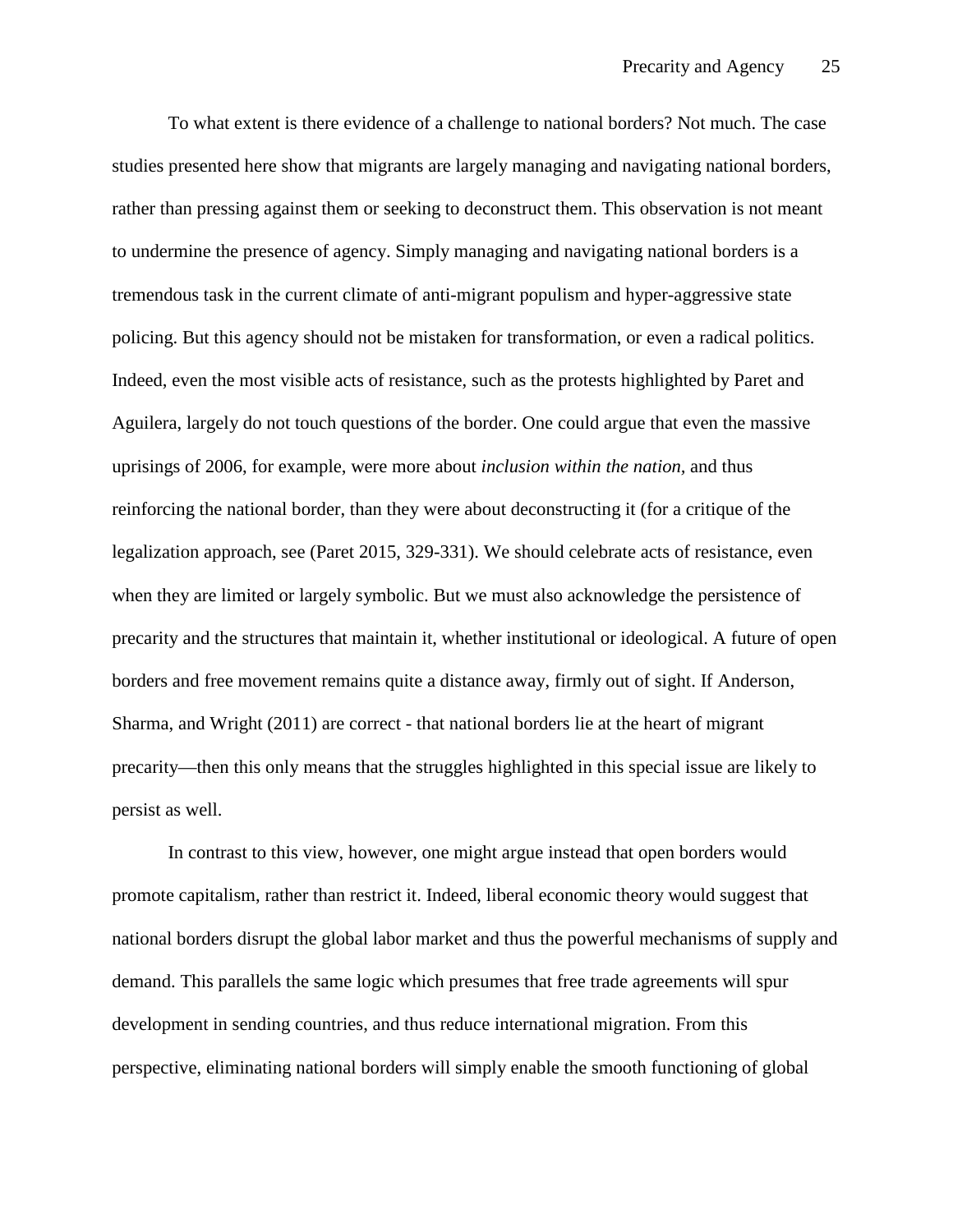To what extent is there evidence of a challenge to national borders? Not much. The case studies presented here show that migrants are largely managing and navigating national borders, rather than pressing against them or seeking to deconstruct them. This observation is not meant to undermine the presence of agency. Simply managing and navigating national borders is a tremendous task in the current climate of anti-migrant populism and hyper-aggressive state policing. But this agency should not be mistaken for transformation, or even a radical politics. Indeed, even the most visible acts of resistance, such as the protests highlighted by Paret and Aguilera, largely do not touch questions of the border. One could argue that even the massive uprisings of 2006, for example, were more about *inclusion within the nation,* and thus reinforcing the national border, than they were about deconstructing it (for a critique of the legalization approach, see (Paret 2015, 329-331). We should celebrate acts of resistance, even when they are limited or largely symbolic. But we must also acknowledge the persistence of precarity and the structures that maintain it, whether institutional or ideological. A future of open borders and free movement remains quite a distance away, firmly out of sight. If Anderson, Sharma, and Wright (2011) are correct - that national borders lie at the heart of migrant precarity—then this only means that the struggles highlighted in this special issue are likely to persist as well.

In contrast to this view, however, one might argue instead that open borders would promote capitalism, rather than restrict it. Indeed, liberal economic theory would suggest that national borders disrupt the global labor market and thus the powerful mechanisms of supply and demand. This parallels the same logic which presumes that free trade agreements will spur development in sending countries, and thus reduce international migration. From this perspective, eliminating national borders will simply enable the smooth functioning of global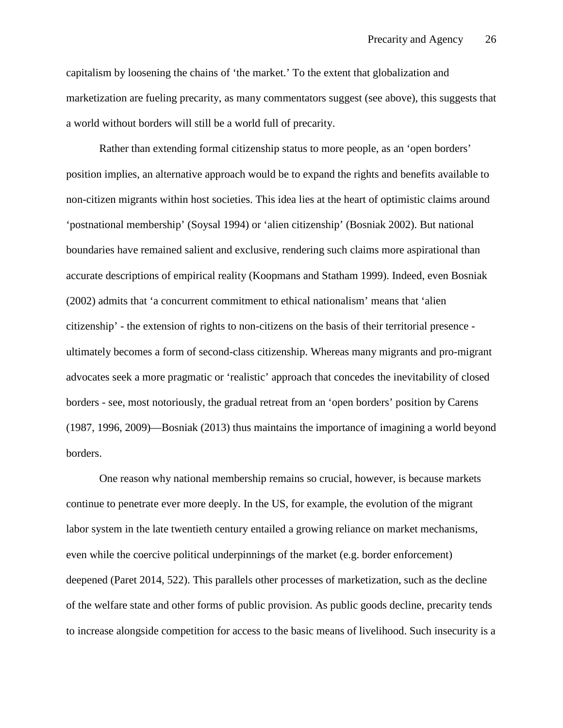capitalism by loosening the chains of 'the market.' To the extent that globalization and marketization are fueling precarity, as many commentators suggest (see above), this suggests that a world without borders will still be a world full of precarity.

Rather than extending formal citizenship status to more people, as an 'open borders' position implies, an alternative approach would be to expand the rights and benefits available to non-citizen migrants within host societies. This idea lies at the heart of optimistic claims around 'postnational membership' (Soysal 1994) or 'alien citizenship' (Bosniak 2002). But national boundaries have remained salient and exclusive, rendering such claims more aspirational than accurate descriptions of empirical reality (Koopmans and Statham 1999). Indeed, even Bosniak (2002) admits that 'a concurrent commitment to ethical nationalism' means that 'alien citizenship' - the extension of rights to non-citizens on the basis of their territorial presence - ultimately becomes a form of second-class citizenship. Whereas many migrants and pro-migrant advocates seek a more pragmatic or 'realistic' approach that concedes the inevitability of closed borders - see, most notoriously, the gradual retreat from an 'open borders' position by Carens (1987, 1996, 2009)—Bosniak (2013) thus maintains the importance of imagining a world beyond borders.

One reason why national membership remains so crucial, however, is because markets continue to penetrate ever more deeply. In the US, for example, the evolution of the migrant labor system in the late twentieth century entailed a growing reliance on market mechanisms, even while the coercive political underpinnings of the market (e.g. border enforcement) deepened (Paret 2014, 522). This parallels other processes of marketization, such as the decline of the welfare state and other forms of public provision. As public goods decline, precarity tends to increase alongside competition for access to the basic means of livelihood. Such insecurity is a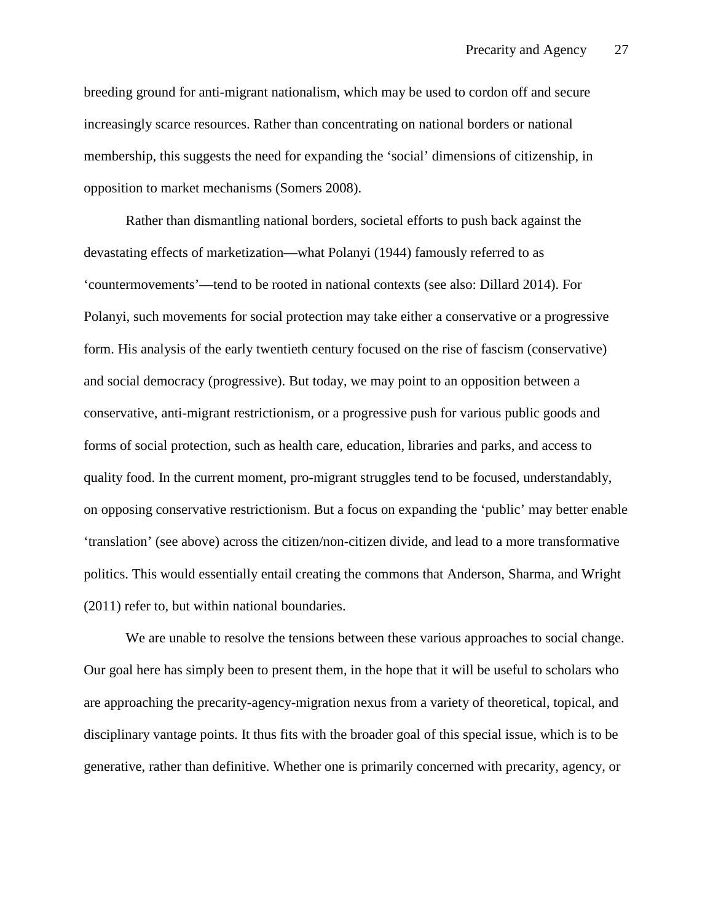breeding ground for anti-migrant nationalism, which may be used to cordon off and secure increasingly scarce resources. Rather than concentrating on national borders or national membership, this suggests the need for expanding the 'social' dimensions of citizenship, in opposition to market mechanisms (Somers 2008).

Rather than dismantling national borders, societal efforts to push back against the devastating effects of marketization—what Polanyi (1944) famously referred to as 'countermovements'—tend to be rooted in national contexts (see also: Dillard 2014). For Polanyi, such movements for social protection may take either a conservative or a progressive form. His analysis of the early twentieth century focused on the rise of fascism (conservative) and social democracy (progressive). But today, we may point to an opposition between a conservative, anti-migrant restrictionism, or a progressive push for various public goods and forms of social protection, such as health care, education, libraries and parks, and access to quality food. In the current moment, pro-migrant struggles tend to be focused, understandably, on opposing conservative restrictionism. But a focus on expanding the 'public' may better enable 'translation' (see above) across the citizen/non-citizen divide, and lead to a more transformative politics. This would essentially entail creating the commons that Anderson, Sharma, and Wright (2011) refer to, but within national boundaries.

We are unable to resolve the tensions between these various approaches to social change. Our goal here has simply been to present them, in the hope that it will be useful to scholars who are approaching the precarity-agency-migration nexus from a variety of theoretical, topical, and disciplinary vantage points. It thus fits with the broader goal of this special issue, which is to be generative, rather than definitive. Whether one is primarily concerned with precarity, agency, or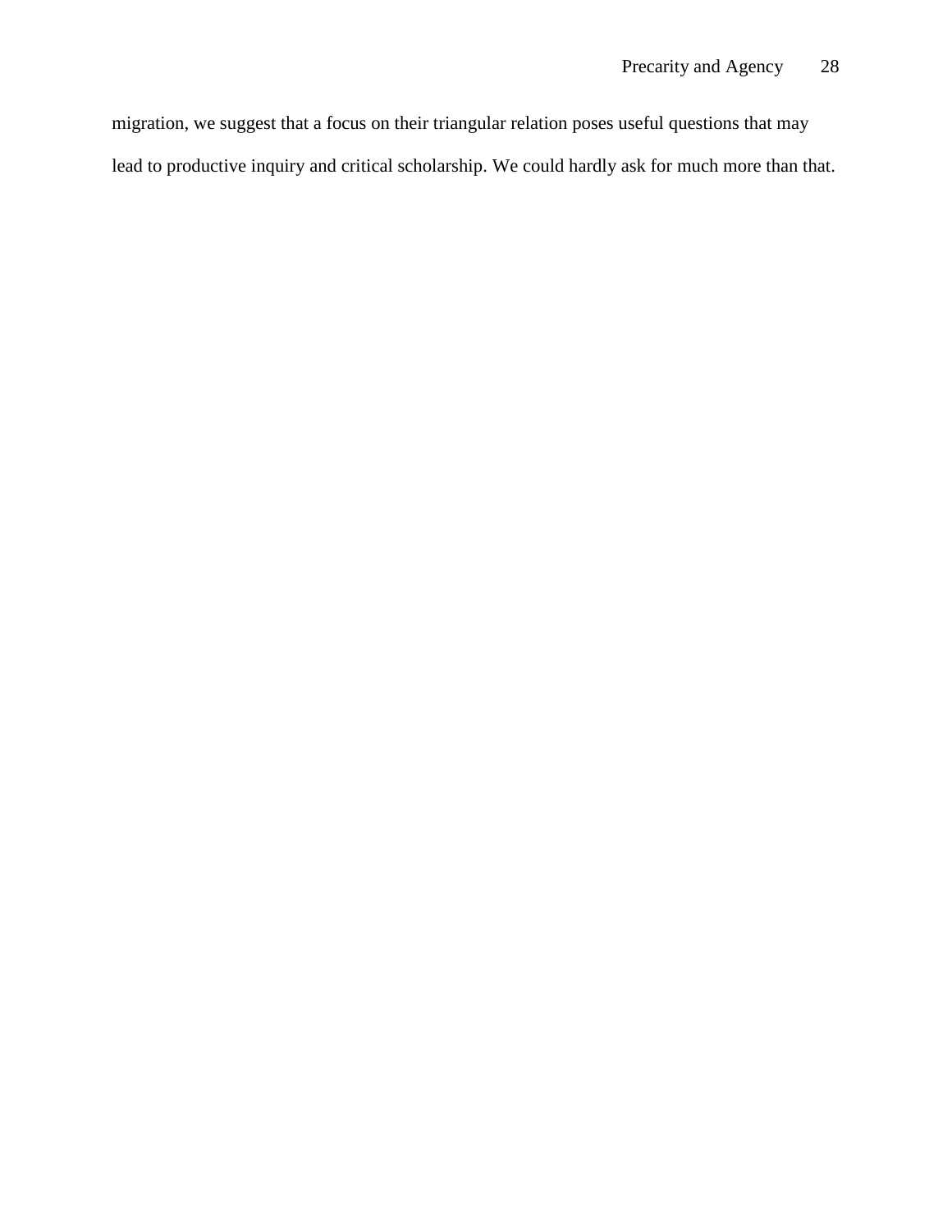migration, we suggest that a focus on their triangular relation poses useful questions that may lead to productive inquiry and critical scholarship. We could hardly ask for much more than that.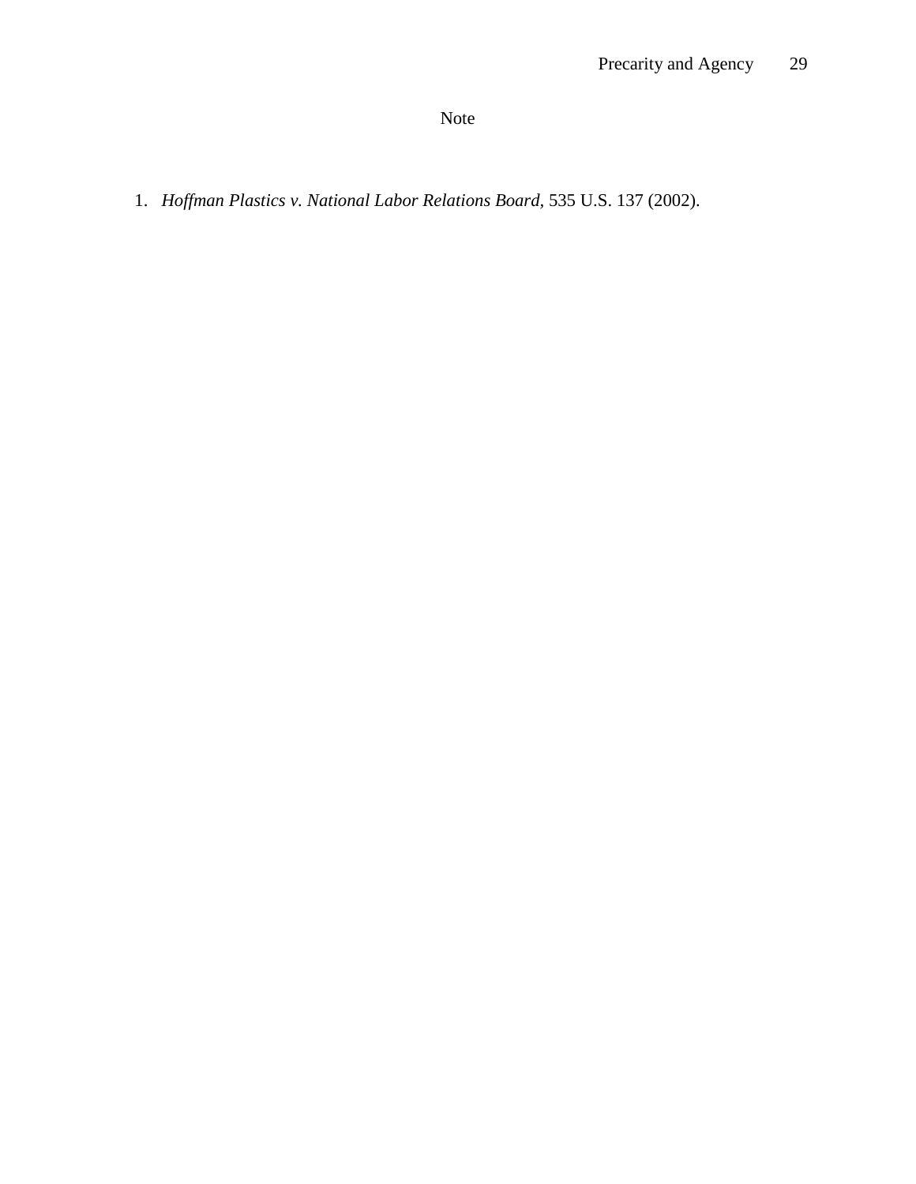# Note

1. *Hoffman Plastics v. National Labor Relations Board*, 535 U.S. 137 (2002).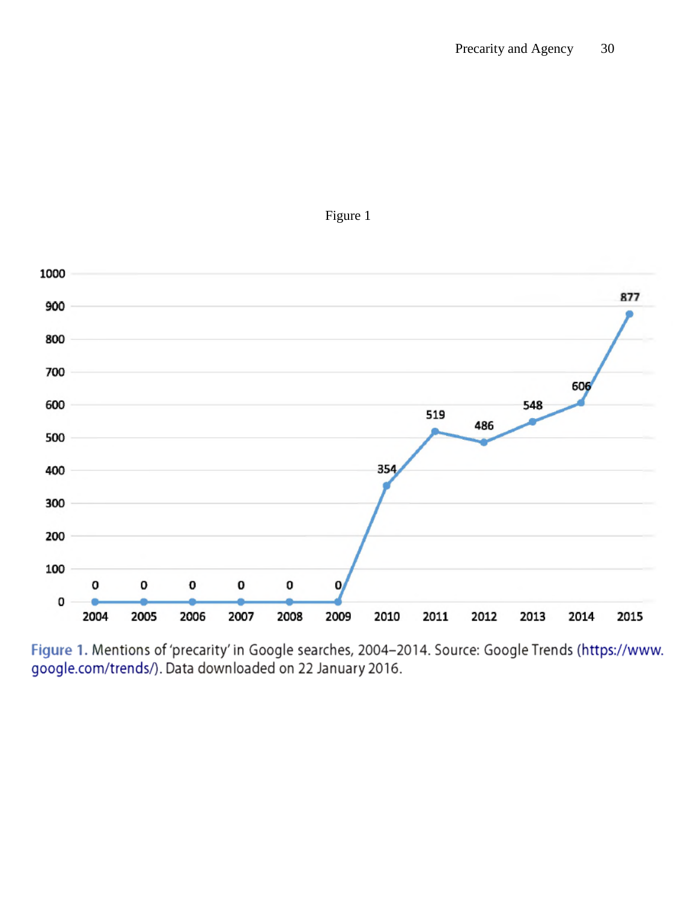Figure 1

Figure 1. Mentions of 'precarity' in Google searches, 2004–2014. Source: Google Trends (https://www.google.com/trends/). Data downloaded on 22 January 2016.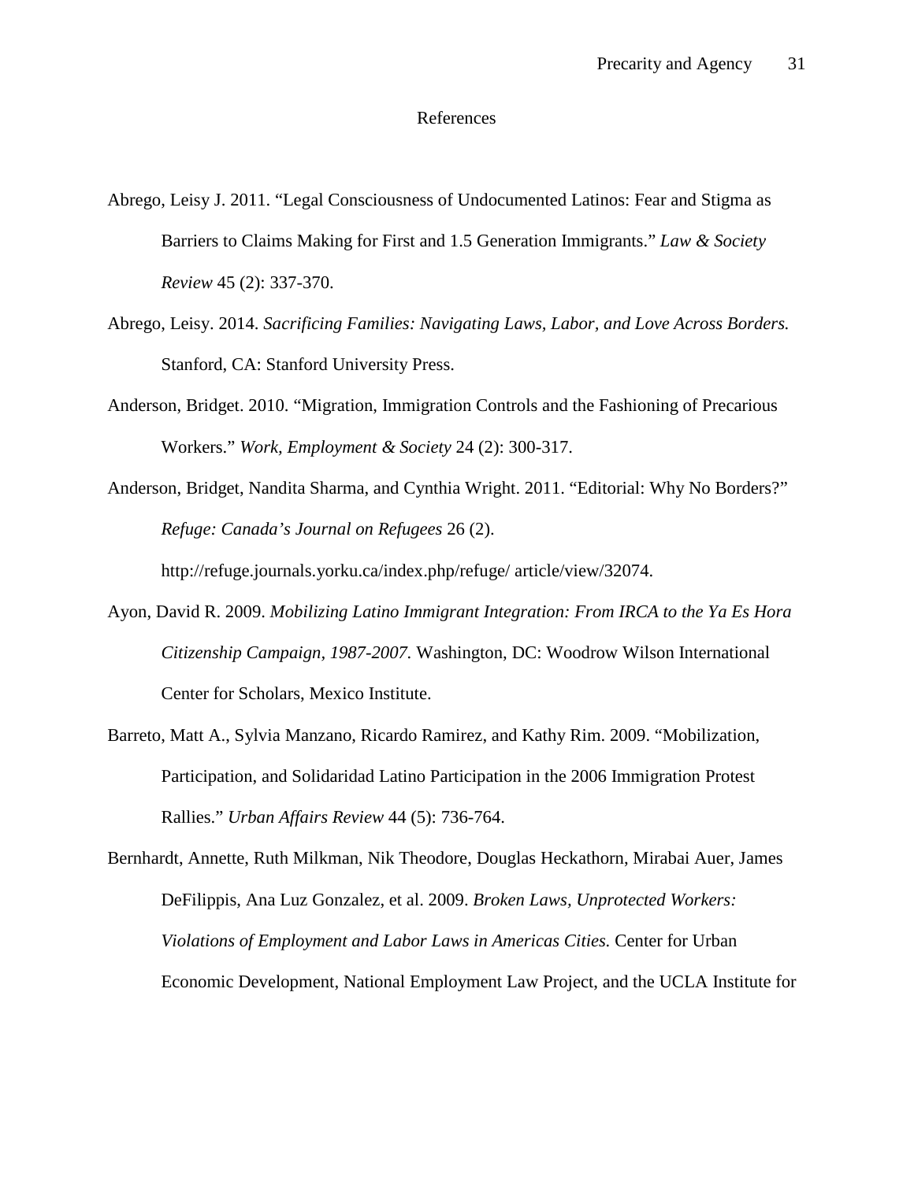# References

Abrego, Leisy J. 2011. "Legal Consciousness of Undocumented Latinos: Fear and Stigma as Barriers to Claims Making for First and 1.5 Generation Immigrants." *Law & Society Review* 45 (2): 337-370.

Abrego, Leisy. 2014. *Sacrificing Families: Navigating Laws, Labor, and Love Across Borders.* Stanford, CA: Stanford University Press.

Anderson, Bridget. 2010. "Migration, Immigration Controls and the Fashioning of Precarious Workers." *Work, Employment & Society* 24 (2): 300-317.

Anderson, Bridget, Nandita Sharma, and Cynthia Wright. 2011. "Editorial: Why No Borders?" *Refuge: Canada's Journal on Refugees* 26 (2). http://refuge.journals.yorku.ca/index.php/refuge/ article/view/32074.

Ayon, David R. 2009. *Mobilizing Latino Immigrant Integration: From IRCA to the Ya Es Hora Citizenship Campaign, 1987-2007.* Washington, DC: Woodrow Wilson International Center for Scholars, Mexico Institute.

Barreto, Matt A., Sylvia Manzano, Ricardo Ramirez, and Kathy Rim. 2009. "Mobilization, Participation, and Solidaridad Latino Participation in the 2006 Immigration Protest Rallies." *Urban Affairs Review* 44 (5): 736-764.

Bernhardt, Annette, Ruth Milkman, Nik Theodore, Douglas Heckathorn, Mirabai Auer, James DeFilippis, Ana Luz Gonzalez, et al. 2009. *Broken Laws, Unprotected Workers: Violations of Employment and Labor Laws in Americas Cities.* Center for Urban Economic Development, National Employment Law Project, and the UCLA Institute for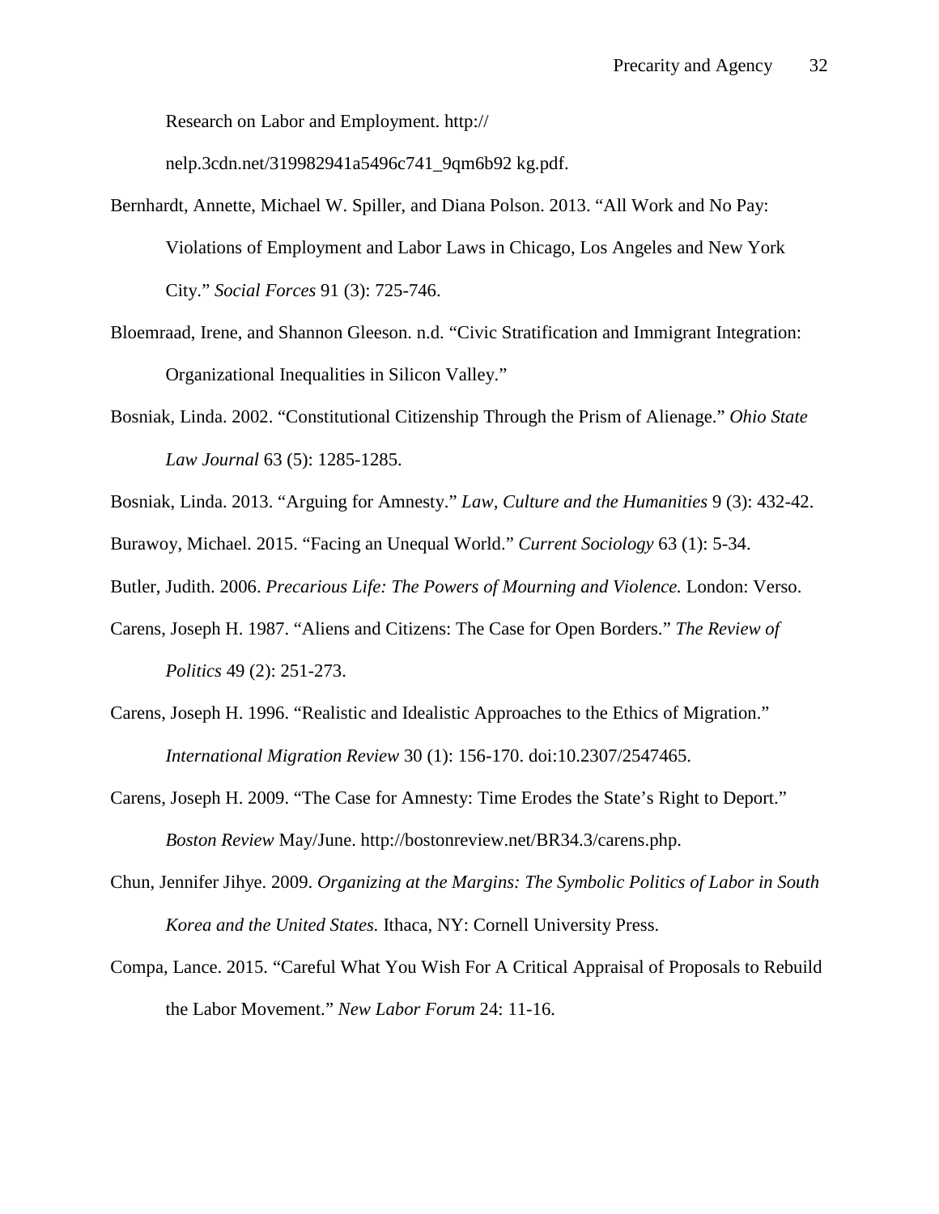Research on Labor and Employment. http://nelp.3cdn.net/319982941a5496c741_9qm6b92 kg.pdf.

Bernhardt, Annette, Michael W. Spiller, and Diana Polson. 2013. "All Work and No Pay: Violations of Employment and Labor Laws in Chicago, Los Angeles and New York City." *Social Forces* 91 (3): 725-746.

Bloemraad, Irene, and Shannon Gleeson. n.d. "Civic Stratification and Immigrant Integration: Organizational Inequalities in Silicon Valley."

Bosniak, Linda. 2002. "Constitutional Citizenship Through the Prism of Alienage." *Ohio State Law Journal* 63 (5): 1285-1285.

Bosniak, Linda. 2013. "Arguing for Amnesty." *Law, Culture and the Humanities* 9 (3): 432-42.

Burawoy, Michael. 2015. "Facing an Unequal World." *Current Sociology* 63 (1): 5-34.

Butler, Judith. 2006. *Precarious Life: The Powers of Mourning and Violence.* London: Verso.

Carens, Joseph H. 1987. "Aliens and Citizens: The Case for Open Borders." *The Review of Politics* 49 (2): 251-273.

Carens, Joseph H. 1996. "Realistic and Idealistic Approaches to the Ethics of Migration." *International Migration Review* 30 (1): 156-170. doi:10.2307/2547465.

Carens, Joseph H. 2009. "The Case for Amnesty: Time Erodes the State's Right to Deport." *Boston Review* May/June. http://bostonreview.net/BR34.3/carens.php.

Chun, Jennifer Jihye. 2009. *Organizing at the Margins: The Symbolic Politics of Labor in South Korea and the United States.* Ithaca, NY: Cornell University Press.

Compa, Lance. 2015. "Careful What You Wish For A Critical Appraisal of Proposals to Rebuild the Labor Movement." *New Labor Forum* 24: 11-16.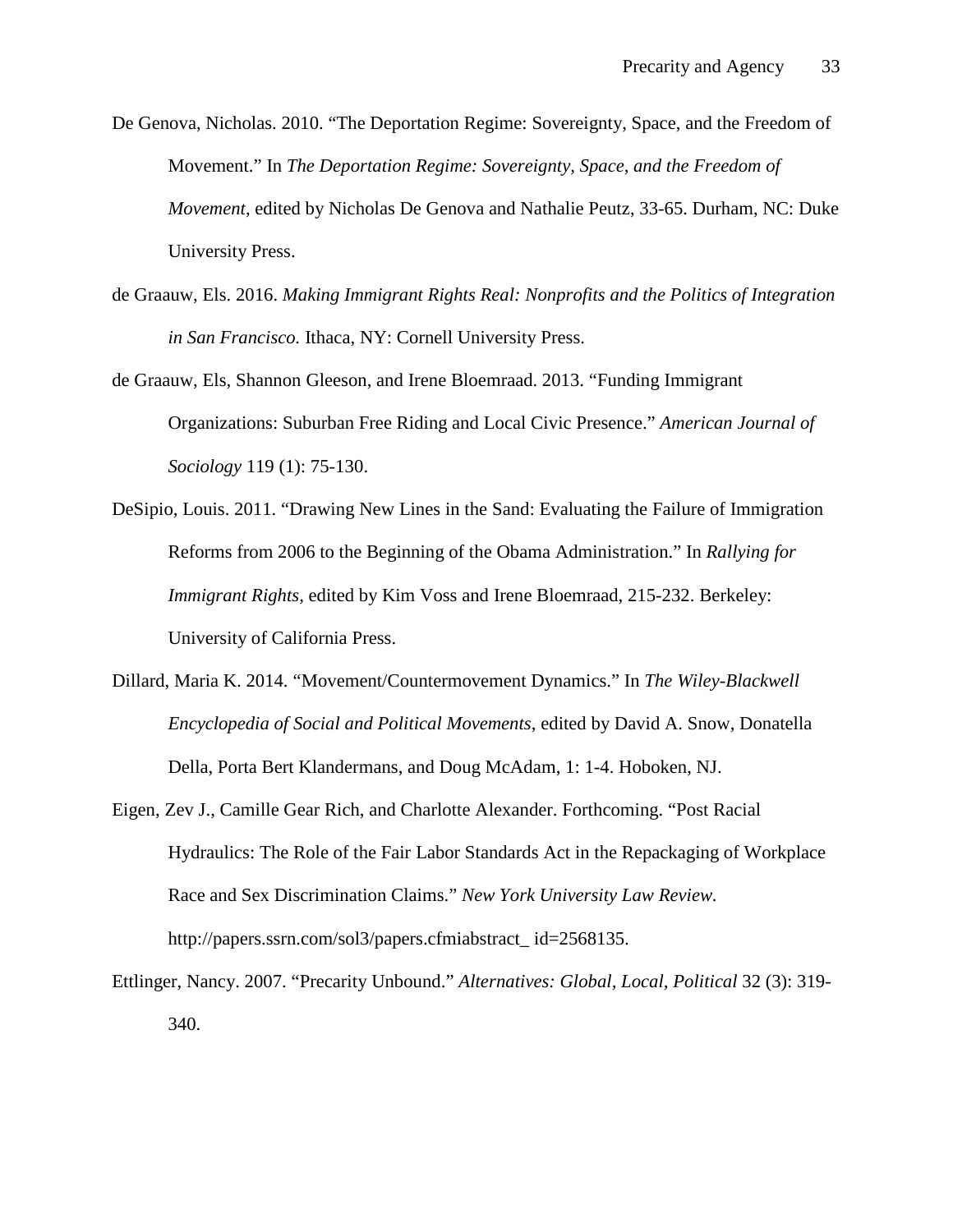De Genova, Nicholas. 2010. “The Deportation Regime: Sovereignty, Space, and the Freedom of Movement.” In *The Deportation Regime: Sovereignty, Space, and the Freedom of Movement,* edited by Nicholas De Genova and Nathalie Peutz, 33-65. Durham, NC: Duke University Press.

de Graauw, Els. 2016. *Making Immigrant Rights Real: Nonprofits and the Politics of Integration in San Francisco.* Ithaca, NY: Cornell University Press.

de Graauw, Els, Shannon Gleeson, and Irene Bloemraad. 2013. “Funding Immigrant Organizations: Suburban Free Riding and Local Civic Presence.” *American Journal of Sociology* 119 (1): 75-130.

DeSipio, Louis. 2011. “Drawing New Lines in the Sand: Evaluating the Failure of Immigration Reforms from 2006 to the Beginning of the Obama Administration.” In *Rallying for Immigrant Rights,* edited by Kim Voss and Irene Bloemraad, 215-232. Berkeley: University of California Press.

Dillard, Maria K. 2014. “Movement/Countermovement Dynamics.” In *The Wiley-Blackwell Encyclopedia of Social and Political Movements*, edited by David A. Snow, Donatella Della, Porta Bert Klandermans, and Doug McAdam, 1: 1-4. Hoboken, NJ.

Eigen, Zev J., Camille Gear Rich, and Charlotte Alexander. Forthcoming. “Post Racial Hydraulics: The Role of the Fair Labor Standards Act in the Repackaging of Workplace Race and Sex Discrimination Claims.” *New York University Law Review.* http://papers.ssrn.com/sol3/papers.cfmiabstract_ id=2568135.

Ettlinger, Nancy. 2007. “Precarity Unbound.” *Alternatives: Global, Local, Political* 32 (3): 319-340.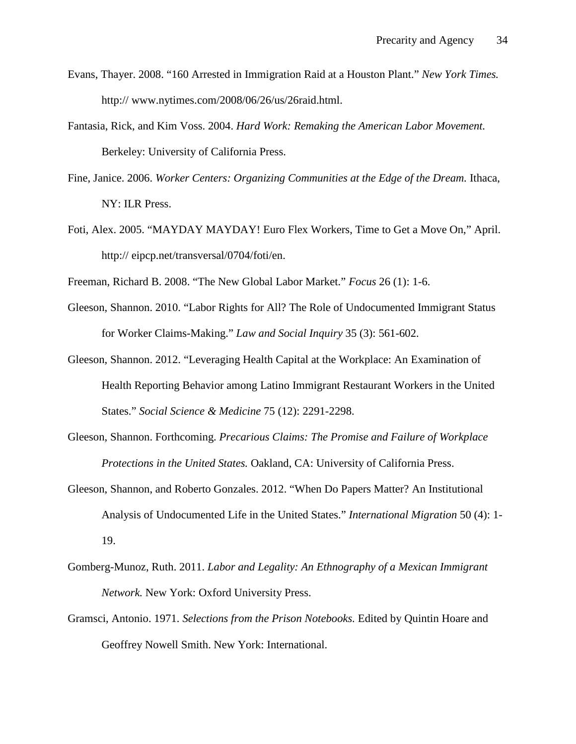Evans, Thayer. 2008. "160 Arrested in Immigration Raid at a Houston Plant." *New York Times.* http:// www.nytimes.com/2008/06/26/us/26raid.html.

Fantasia, Rick, and Kim Voss. 2004. *Hard Work: Remaking the American Labor Movement.* Berkeley: University of California Press.

Fine, Janice. 2006. *Worker Centers: Organizing Communities at the Edge of the Dream.* Ithaca, NY: ILR Press.

Foti, Alex. 2005. "MAYDAY MAYDAY! Euro Flex Workers, Time to Get a Move On," April. http:// eipcp.net/transversal/0704/foti/en.

Freeman, Richard B. 2008. "The New Global Labor Market." *Focus* 26 (1): 1-6.

Gleeson, Shannon. 2010. "Labor Rights for All? The Role of Undocumented Immigrant Status for Worker Claims-Making." *Law and Social Inquiry* 35 (3): 561-602.

Gleeson, Shannon. 2012. "Leveraging Health Capital at the Workplace: An Examination of Health Reporting Behavior among Latino Immigrant Restaurant Workers in the United States." *Social Science & Medicine* 75 (12): 2291-2298.

Gleeson, Shannon. Forthcoming. *Precarious Claims: The Promise and Failure of Workplace Protections in the United States.* Oakland, CA: University of California Press.

Gleeson, Shannon, and Roberto Gonzales. 2012. "When Do Papers Matter? An Institutional Analysis of Undocumented Life in the United States." *International Migration* 50 (4): 1-19.

Gomberg-Munoz, Ruth. 2011. *Labor and Legality: An Ethnography of a Mexican Immigrant Network.* New York: Oxford University Press.

Gramsci, Antonio. 1971. *Selections from the Prison Notebooks.* Edited by Quintin Hoare and Geoffrey Nowell Smith. New York: International.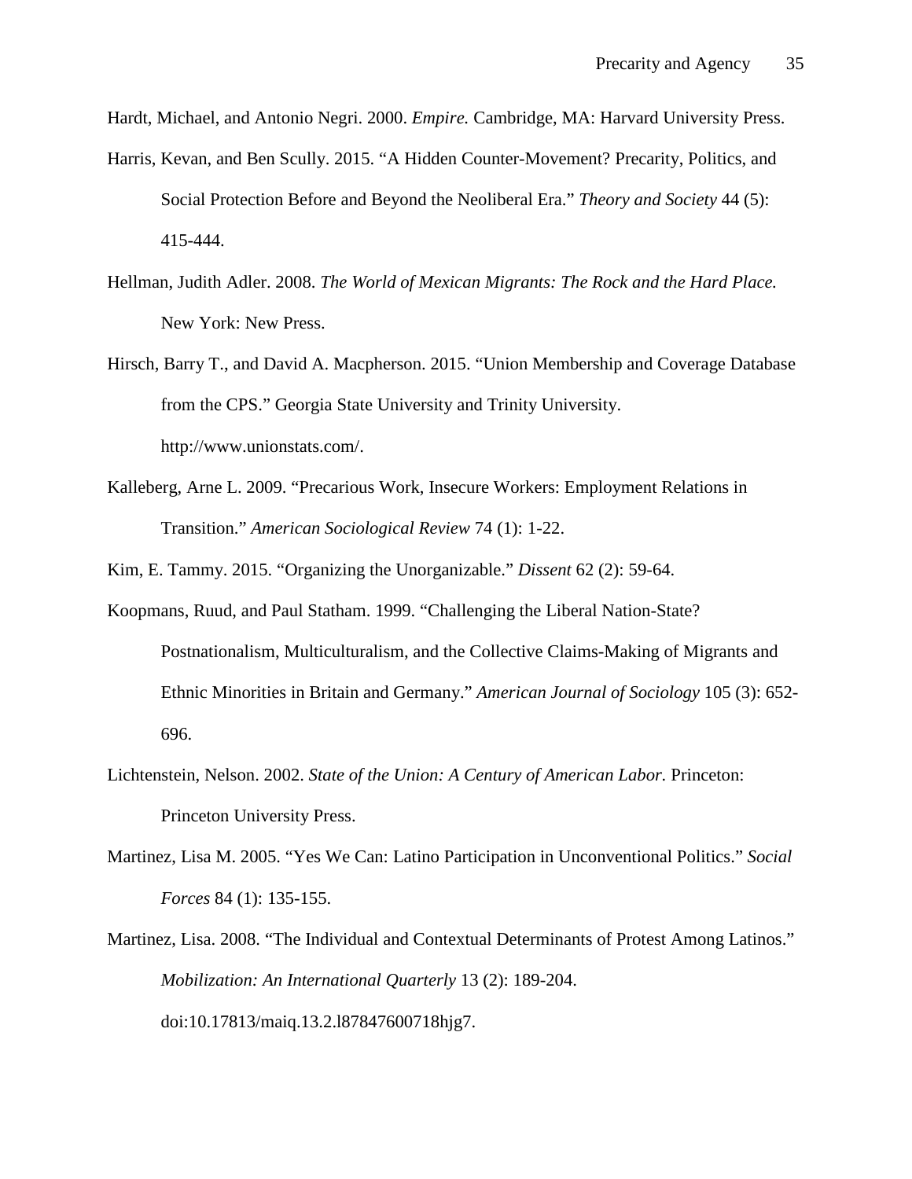Hardt, Michael, and Antonio Negri. 2000. *Empire.* Cambridge, MA: Harvard University Press.

Harris, Kevan, and Ben Scully. 2015. "A Hidden Counter-Movement? Precarity, Politics, and Social Protection Before and Beyond the Neoliberal Era." *Theory and Society* 44 (5): 415-444.

Hellman, Judith Adler. 2008. *The World of Mexican Migrants: The Rock and the Hard Place.* New York: New Press.

Hirsch, Barry T., and David A. Macpherson. 2015. "Union Membership and Coverage Database from the CPS." Georgia State University and Trinity University. http://www.unionstats.com/.

Kalleberg, Arne L. 2009. "Precarious Work, Insecure Workers: Employment Relations in Transition." *American Sociological Review* 74 (1): 1-22.

Kim, E. Tammy. 2015. "Organizing the Unorganizable." *Dissent* 62 (2): 59-64.

Koopmans, Ruud, and Paul Statham. 1999. "Challenging the Liberal Nation-State? Postnationalism, Multiculturalism, and the Collective Claims-Making of Migrants and Ethnic Minorities in Britain and Germany." *American Journal of Sociology* 105 (3): 652-696.

Lichtenstein, Nelson. 2002. *State of the Union: A Century of American Labor.* Princeton: Princeton University Press.

Martinez, Lisa M. 2005. "Yes We Can: Latino Participation in Unconventional Politics." *Social Forces* 84 (1): 135-155.

Martinez, Lisa. 2008. "The Individual and Contextual Determinants of Protest Among Latinos." *Mobilization: An International Quarterly* 13 (2): 189-204. doi:10.17813/maiq.13.2.l87847600718hjg7.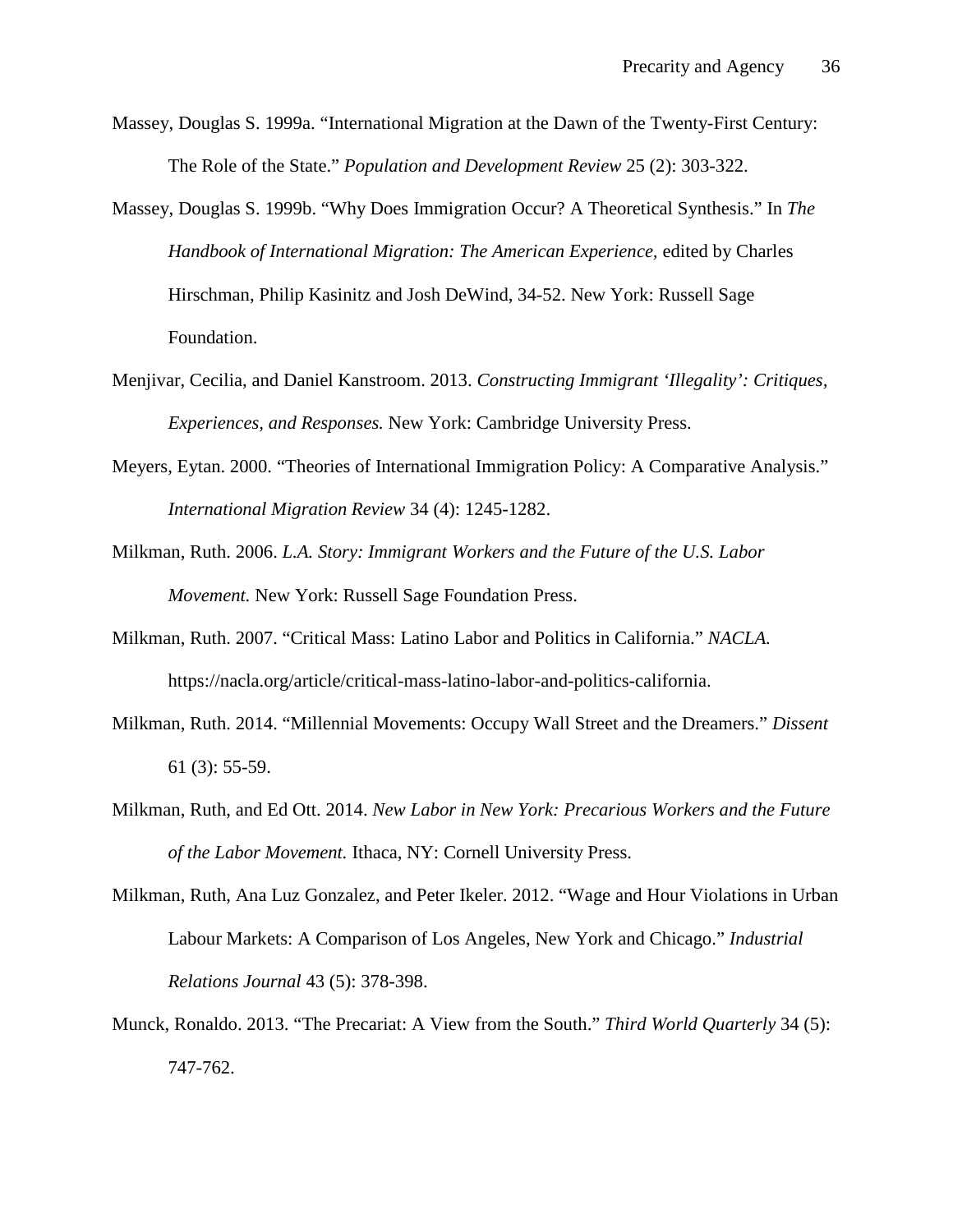Massey, Douglas S. 1999a. “International Migration at the Dawn of the Twenty-First Century: The Role of the State.” *Population and Development Review* 25 (2): 303-322.

Massey, Douglas S. 1999b. “Why Does Immigration Occur? A Theoretical Synthesis.” In *The Handbook of International Migration: The American Experience,* edited by Charles Hirschman, Philip Kasinitz and Josh DeWind, 34-52. New York: Russell Sage Foundation.

Menjivar, Cecilia, and Daniel Kanstroom. 2013. *Constructing Immigrant ‘Illegality’: Critiques, Experiences, and Responses.* New York: Cambridge University Press.

Meyers, Eytan. 2000. “Theories of International Immigration Policy: A Comparative Analysis.” *International Migration Review* 34 (4): 1245-1282.

Milkman, Ruth. 2006. *L.A. Story: Immigrant Workers and the Future of the U.S. Labor Movement.* New York: Russell Sage Foundation Press.

Milkman, Ruth. 2007. “Critical Mass: Latino Labor and Politics in California.” *NACLA.* https://nacla.org/article/critical-mass-latino-labor-and-politics-california.

Milkman, Ruth. 2014. “Millennial Movements: Occupy Wall Street and the Dreamers.” *Dissent* 61 (3): 55-59.

Milkman, Ruth, and Ed Ott. 2014. *New Labor in New York: Precarious Workers and the Future of the Labor Movement.* Ithaca, NY: Cornell University Press.

Milkman, Ruth, Ana Luz Gonzalez, and Peter Ikeler. 2012. “Wage and Hour Violations in Urban Labour Markets: A Comparison of Los Angeles, New York and Chicago.” *Industrial Relations Journal* 43 (5): 378-398.

Munck, Ronaldo. 2013. “The Precariat: A View from the South.” *Third World Quarterly* 34 (5): 747-762.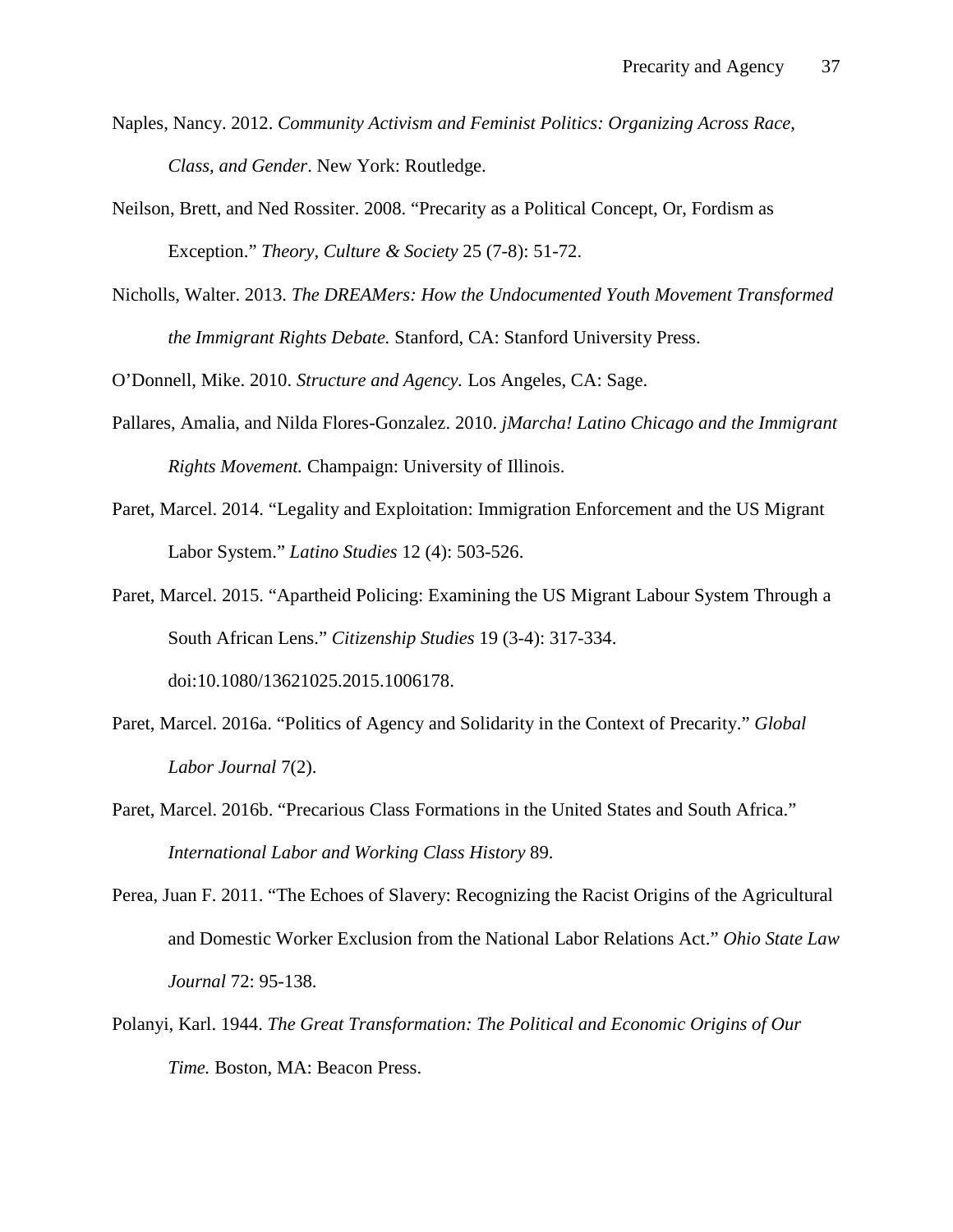Naples, Nancy. 2012. *Community Activism and Feminist Politics: Organizing Across Race, Class, and Gender*. New York: Routledge.

Neilson, Brett, and Ned Rossiter. 2008. "Precarity as a Political Concept, Or, Fordism as Exception." *Theory, Culture & Society* 25 (7-8): 51-72.

Nicholls, Walter. 2013. *The DREAMers: How the Undocumented Youth Movement Transformed the Immigrant Rights Debate.* Stanford, CA: Stanford University Press.

O'Donnell, Mike. 2010. *Structure and Agency.* Los Angeles, CA: Sage.

Pallares, Amalia, and Nilda Flores-Gonzalez. 2010. *¡Marcha! Latino Chicago and the Immigrant Rights Movement.* Champaign: University of Illinois.

Paret, Marcel. 2014. "Legality and Exploitation: Immigration Enforcement and the US Migrant Labor System." *Latino Studies* 12 (4): 503-526.

Paret, Marcel. 2015. "Apartheid Policing: Examining the US Migrant Labour System Through a South African Lens." *Citizenship Studies* 19 (3-4): 317-334. doi:10.1080/13621025.2015.1006178.

Paret, Marcel. 2016a. "Politics of Agency and Solidarity in the Context of Precarity." *Global Labor Journal* 7(2).

Paret, Marcel. 2016b. "Precarious Class Formations in the United States and South Africa." *International Labor and Working Class History* 89.

Perea, Juan F. 2011. "The Echoes of Slavery: Recognizing the Racist Origins of the Agricultural and Domestic Worker Exclusion from the National Labor Relations Act." *Ohio State Law Journal* 72: 95-138.

Polanyi, Karl. 1944. *The Great Transformation: The Political and Economic Origins of Our Time.* Boston, MA: Beacon Press.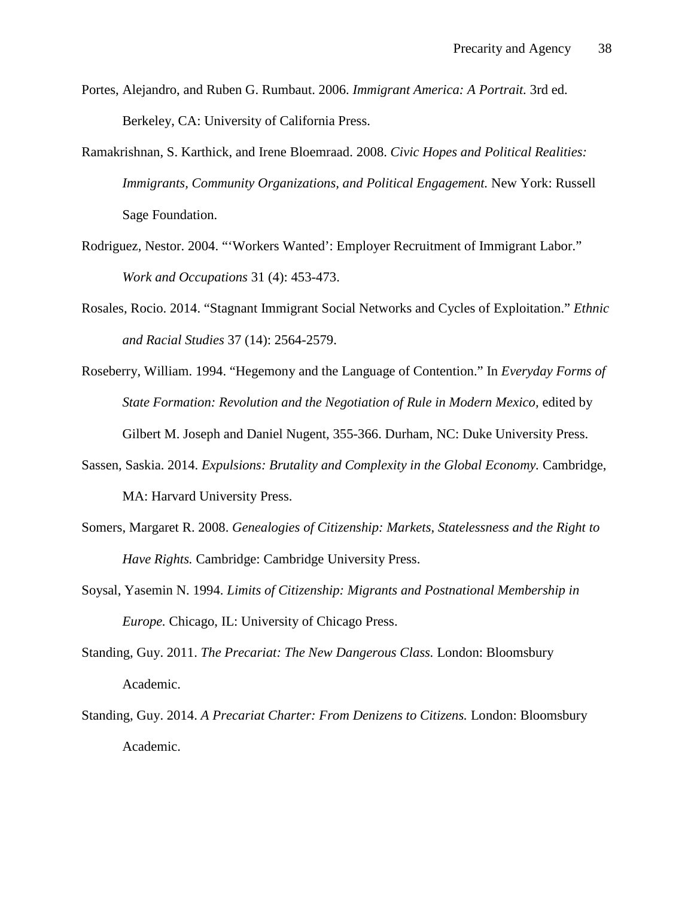Portes, Alejandro, and Ruben G. Rumbaut. 2006. *Immigrant America: A Portrait.* 3rd ed. Berkeley, CA: University of California Press.

Ramakrishnan, S. Karthick, and Irene Bloemraad. 2008. *Civic Hopes and Political Realities: Immigrants, Community Organizations, and Political Engagement.* New York: Russell Sage Foundation.

Rodriguez, Nestor. 2004. "'Workers Wanted': Employer Recruitment of Immigrant Labor." *Work and Occupations* 31 (4): 453-473.

Rosales, Rocio. 2014. "Stagnant Immigrant Social Networks and Cycles of Exploitation." *Ethnic and Racial Studies* 37 (14): 2564-2579.

Roseberry, William. 1994. "Hegemony and the Language of Contention." In *Everyday Forms of State Formation: Revolution and the Negotiation of Rule in Modern Mexico,* edited by Gilbert M. Joseph and Daniel Nugent, 355-366. Durham, NC: Duke University Press.

Sassen, Saskia. 2014. *Expulsions: Brutality and Complexity in the Global Economy.* Cambridge, MA: Harvard University Press.

Somers, Margaret R. 2008. *Genealogies of Citizenship: Markets, Statelessness and the Right to Have Rights.* Cambridge: Cambridge University Press.

Soysal, Yasemin N. 1994. *Limits of Citizenship: Migrants and Postnational Membership in Europe.* Chicago, IL: University of Chicago Press.

Standing, Guy. 2011. *The Precariat: The New Dangerous Class.* London: Bloomsbury Academic.

Standing, Guy. 2014. *A Precariat Charter: From Denizens to Citizens.* London: Bloomsbury Academic.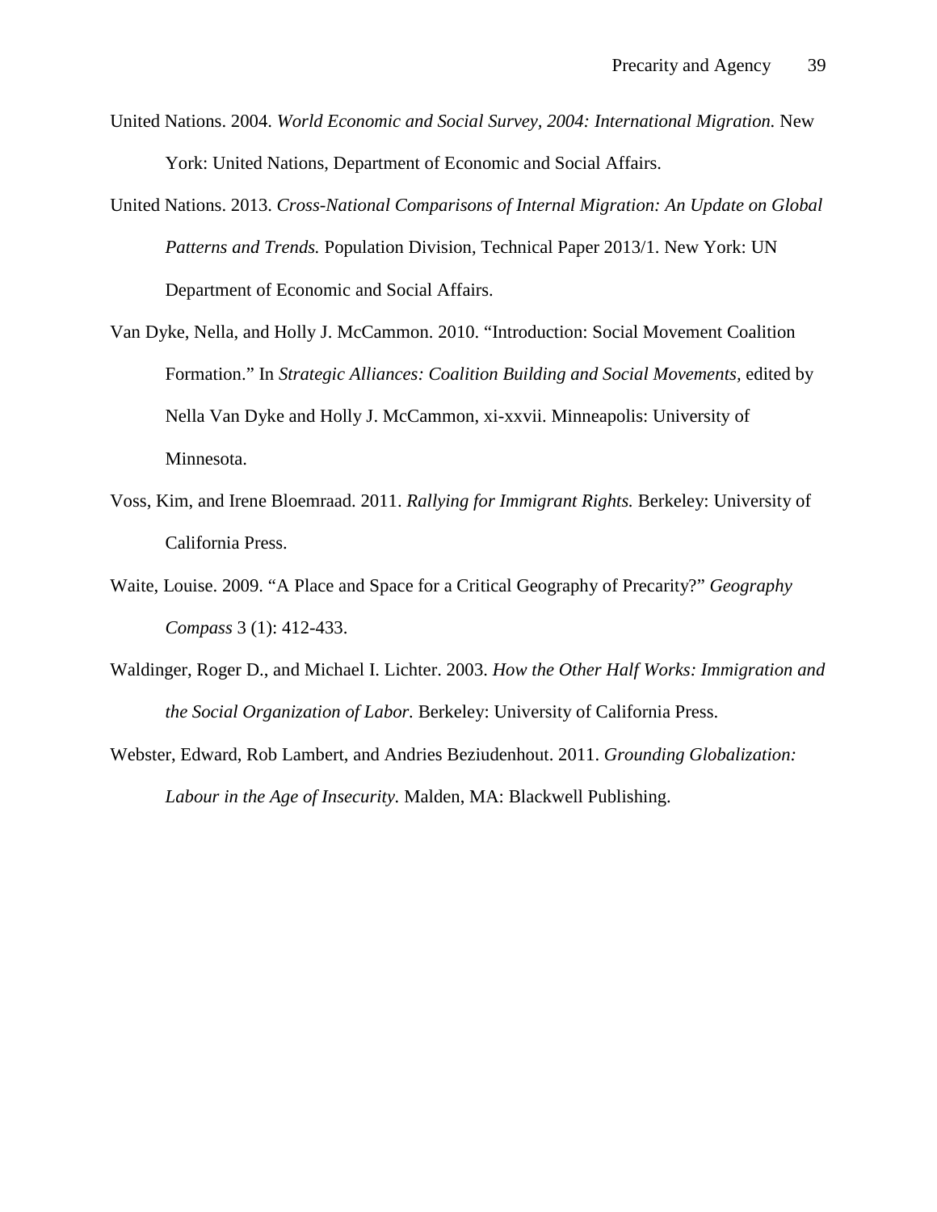United Nations. 2004. *World Economic and Social Survey, 2004: International Migration.* New York: United Nations, Department of Economic and Social Affairs.

United Nations. 2013. *Cross-National Comparisons of Internal Migration: An Update on Global Patterns and Trends.* Population Division, Technical Paper 2013/1. New York: UN Department of Economic and Social Affairs.

Van Dyke, Nella, and Holly J. McCammon. 2010. "Introduction: Social Movement Coalition Formation." In *Strategic Alliances: Coalition Building and Social Movements*, edited by Nella Van Dyke and Holly J. McCammon, xi-xxvii. Minneapolis: University of Minnesota.

Voss, Kim, and Irene Bloemraad. 2011. *Rallying for Immigrant Rights.* Berkeley: University of California Press.

Waite, Louise. 2009. "A Place and Space for a Critical Geography of Precarity?" *Geography Compass* 3 (1): 412-433.

Waldinger, Roger D., and Michael I. Lichter. 2003. *How the Other Half Works: Immigration and the Social Organization of Labor.* Berkeley: University of California Press.

Webster, Edward, Rob Lambert, and Andries Beziudenhout. 2011. *Grounding Globalization: Labour in the Age of Insecurity.* Malden, MA: Blackwell Publishing.